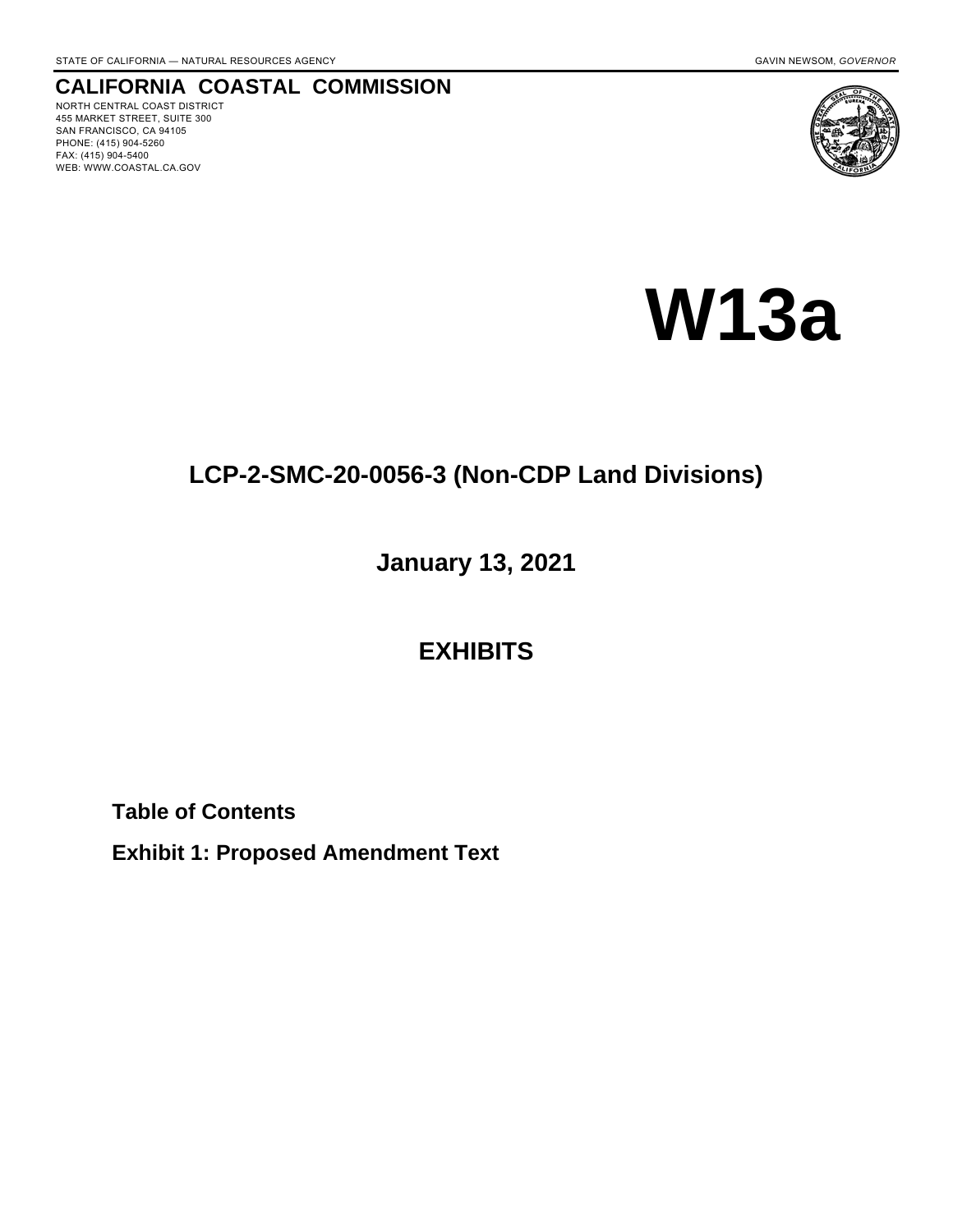STATE OF CALIFORNIA — NATURAL RESOURCES AGENCY GAVIN NEWSOM, *GOVERNOR*

**CALIFORNIA COASTAL COMMISSION**

NORTH CENTRAL COAST DISTRICT
455 MARKET STREET, SUITE 300
SAN FRANCISCO, CA 94105
PHONE: (415) 904-5260
FAX: (415) 904-5400
WEB: WWW.COASTAL.CA.GOV

# W13a

## LCP-2-SMC-20-0056-3 (Non-CDP Land Divisions)

## January 13, 2021

## EXHIBITS

**Table of Contents**

**Exhibit 1: Proposed Amendment Text**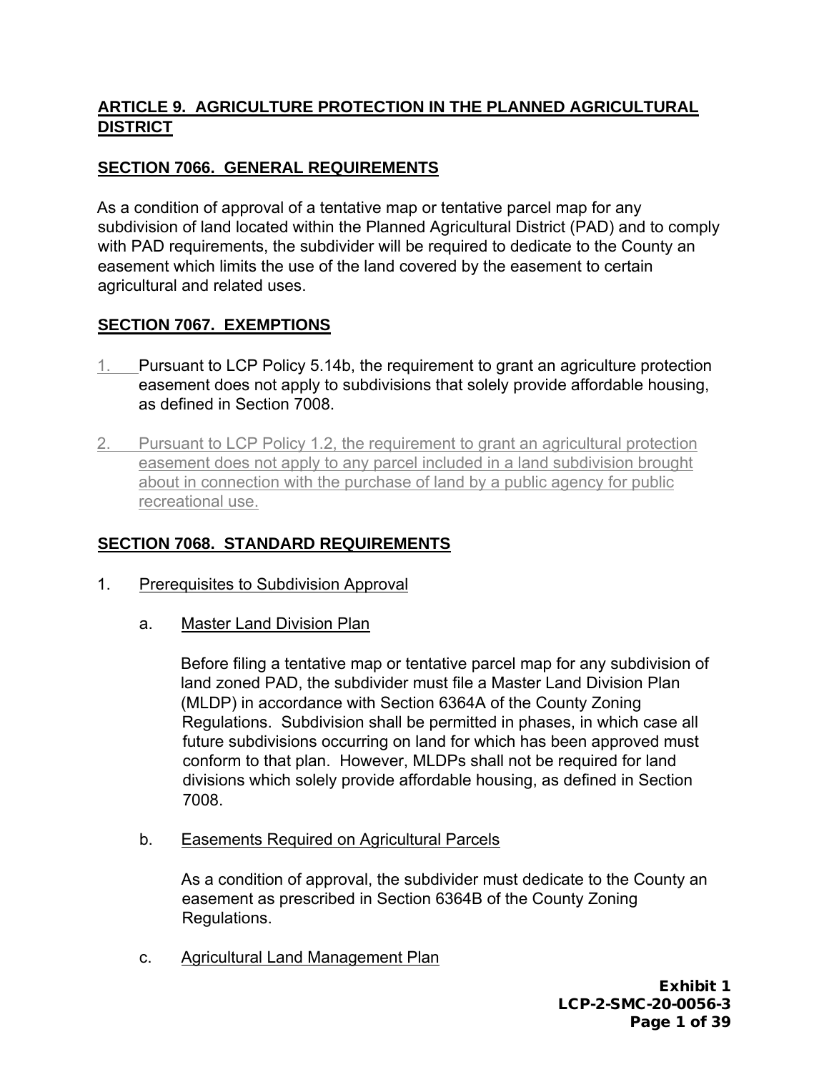## ARTICLE 9. AGRICULTURE PROTECTION IN THE PLANNED AGRICULTURAL DISTRICT

### SECTION 7066. GENERAL REQUIREMENTS

As a condition of approval of a tentative map or tentative parcel map for any subdivision of land located within the Planned Agricultural District (PAD) and to comply with PAD requirements, the subdivider will be required to dedicate to the County an easement which limits the use of the land covered by the easement to certain agricultural and related uses.

### SECTION 7067. EXEMPTIONS

1. Pursuant to LCP Policy 5.14b, the requirement to grant an agriculture protection easement does not apply to subdivisions that solely provide affordable housing, as defined in Section 7008.

2. Pursuant to LCP Policy 1.2, the requirement to grant an agricultural protection easement does not apply to any parcel included in a land subdivision brought about in connection with the purchase of land by a public agency for public recreational use.

### SECTION 7068. STANDARD REQUIREMENTS

1. Prerequisites to Subdivision Approval

   a. Master Land Division Plan

      Before filing a tentative map or tentative parcel map for any subdivision of land zoned PAD, the subdivider must file a Master Land Division Plan (MLDP) in accordance with Section 6364A of the County Zoning Regulations. Subdivision shall be permitted in phases, in which case all future subdivisions occurring on land for which has been approved must conform to that plan. However, MLDPs shall not be required for land divisions which solely provide affordable housing, as defined in Section 7008.

   b. Easements Required on Agricultural Parcels

      As a condition of approval, the subdivider must dedicate to the County an easement as prescribed in Section 6364B of the County Zoning Regulations.

   c. Agricultural Land Management Plan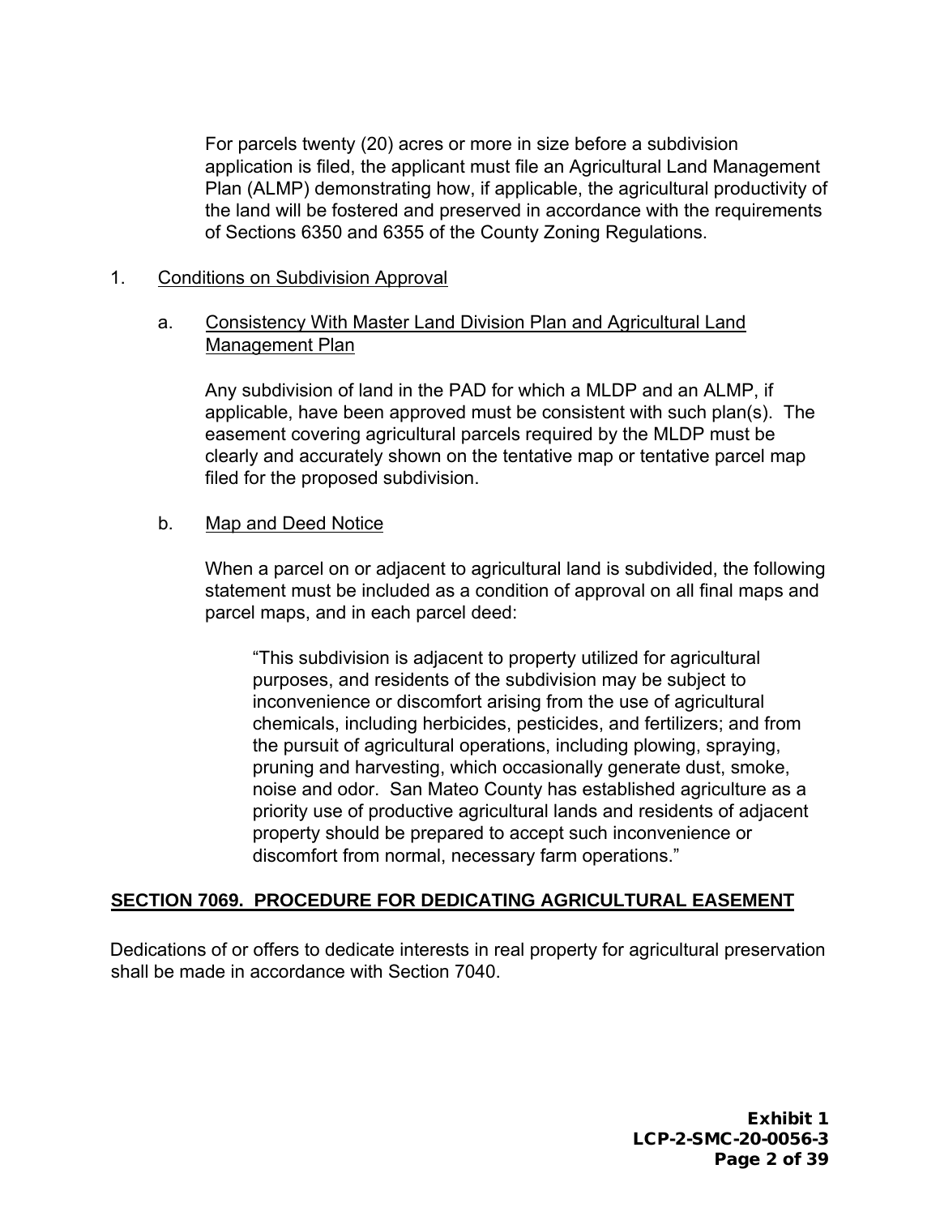For parcels twenty (20) acres or more in size before a subdivision application is filed, the applicant must file an Agricultural Land Management Plan (ALMP) demonstrating how, if applicable, the agricultural productivity of the land will be fostered and preserved in accordance with the requirements of Sections 6350 and 6355 of the County Zoning Regulations.

1. <u>Conditions on Subdivision Approval</u>

   a. <u>Consistency With Master Land Division Plan and Agricultural Land Management Plan</u>

      Any subdivision of land in the PAD for which a MLDP and an ALMP, if applicable, have been approved must be consistent with such plan(s). The easement covering agricultural parcels required by the MLDP must be clearly and accurately shown on the tentative map or tentative parcel map filed for the proposed subdivision.

   b. <u>Map and Deed Notice</u>

      When a parcel on or adjacent to agricultural land is subdivided, the following statement must be included as a condition of approval on all final maps and parcel maps, and in each parcel deed:

      > "This subdivision is adjacent to property utilized for agricultural purposes, and residents of the subdivision may be subject to inconvenience or discomfort arising from the use of agricultural chemicals, including herbicides, pesticides, and fertilizers; and from the pursuit of agricultural operations, including plowing, spraying, pruning and harvesting, which occasionally generate dust, smoke, noise and odor. San Mateo County has established agriculture as a priority use of productive agricultural lands and residents of adjacent property should be prepared to accept such inconvenience or discomfort from normal, necessary farm operations."

## <u>SECTION 7069. PROCEDURE FOR DEDICATING AGRICULTURAL EASEMENT</u>

Dedications of or offers to dedicate interests in real property for agricultural preservation shall be made in accordance with Section 7040.

**Exhibit 1**
**LCP-2-SMC-20-0056-3**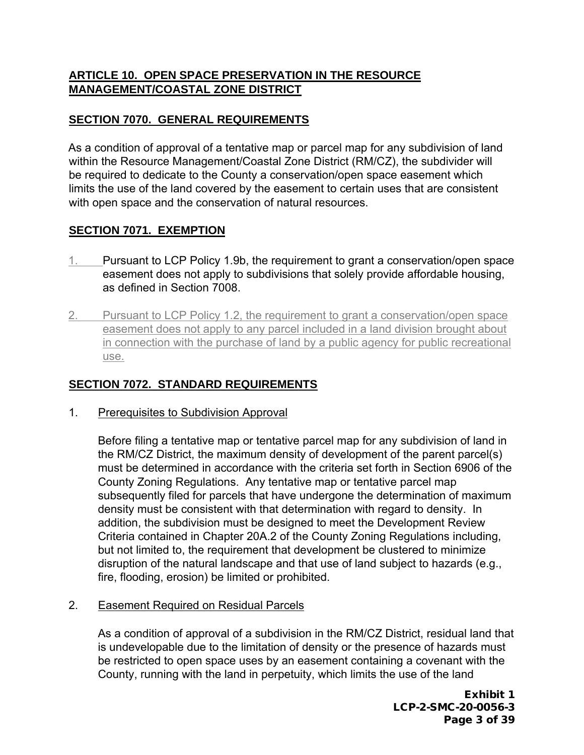## ARTICLE 10. OPEN SPACE PRESERVATION IN THE RESOURCE MANAGEMENT/COASTAL ZONE DISTRICT

### SECTION 7070. GENERAL REQUIREMENTS

As a condition of approval of a tentative map or parcel map for any subdivision of land within the Resource Management/Coastal Zone District (RM/CZ), the subdivider will be required to dedicate to the County a conservation/open space easement which limits the use of the land covered by the easement to certain uses that are consistent with open space and the conservation of natural resources.

### SECTION 7071. EXEMPTION

1. Pursuant to LCP Policy 1.9b, the requirement to grant a conservation/open space easement does not apply to subdivisions that solely provide affordable housing, as defined in Section 7008.

2. Pursuant to LCP Policy 1.2, the requirement to grant a conservation/open space easement does not apply to any parcel included in a land division brought about in connection with the purchase of land by a public agency for public recreational use.

### SECTION 7072. STANDARD REQUIREMENTS

1. Prerequisites to Subdivision Approval

   Before filing a tentative map or tentative parcel map for any subdivision of land in the RM/CZ District, the maximum density of development of the parent parcel(s) must be determined in accordance with the criteria set forth in Section 6906 of the County Zoning Regulations. Any tentative map or tentative parcel map subsequently filed for parcels that have undergone the determination of maximum density must be consistent with that determination with regard to density. In addition, the subdivision must be designed to meet the Development Review Criteria contained in Chapter 20A.2 of the County Zoning Regulations including, but not limited to, the requirement that development be clustered to minimize disruption of the natural landscape and that use of land subject to hazards (e.g., fire, flooding, erosion) be limited or prohibited.

2. Easement Required on Residual Parcels

   As a condition of approval of a subdivision in the RM/CZ District, residual land that is undevelopable due to the limitation of density or the presence of hazards must be restricted to open space uses by an easement containing a covenant with the County, running with the land in perpetuity, which limits the use of the land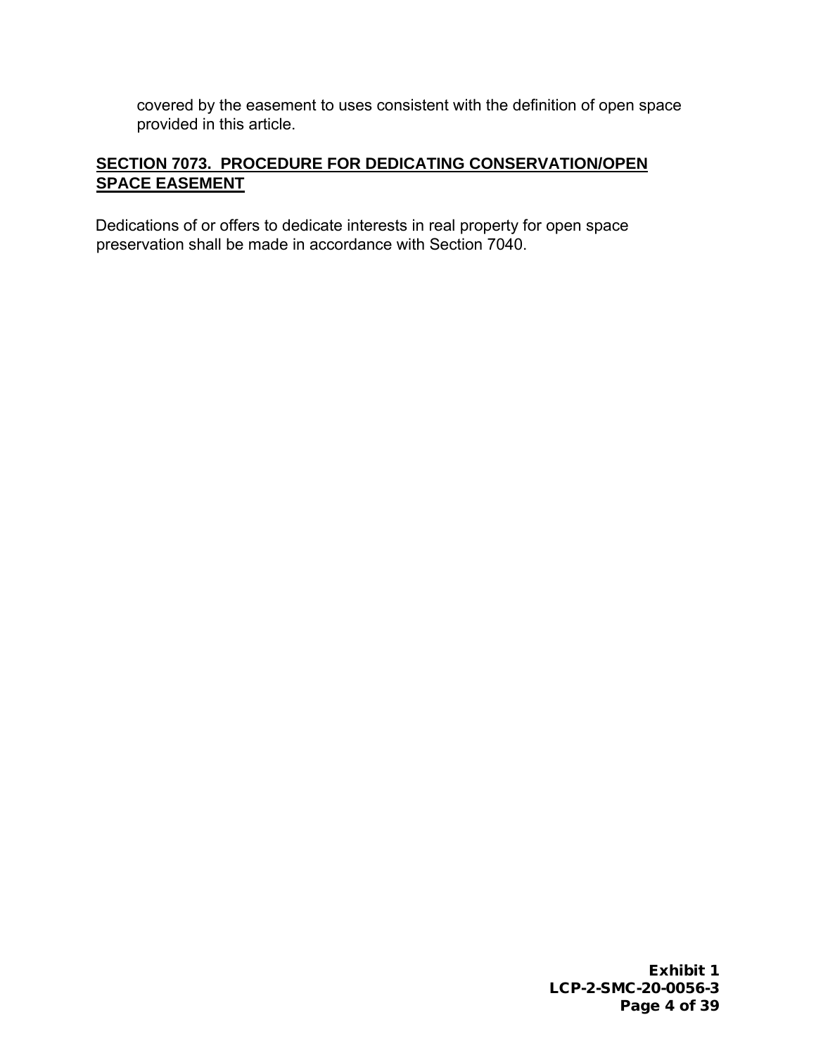covered by the easement to uses consistent with the definition of open space provided in this article.

## SECTION 7073. PROCEDURE FOR DEDICATING CONSERVATION/OPEN SPACE EASEMENT

Dedications of or offers to dedicate interests in real property for open space preservation shall be made in accordance with Section 7040.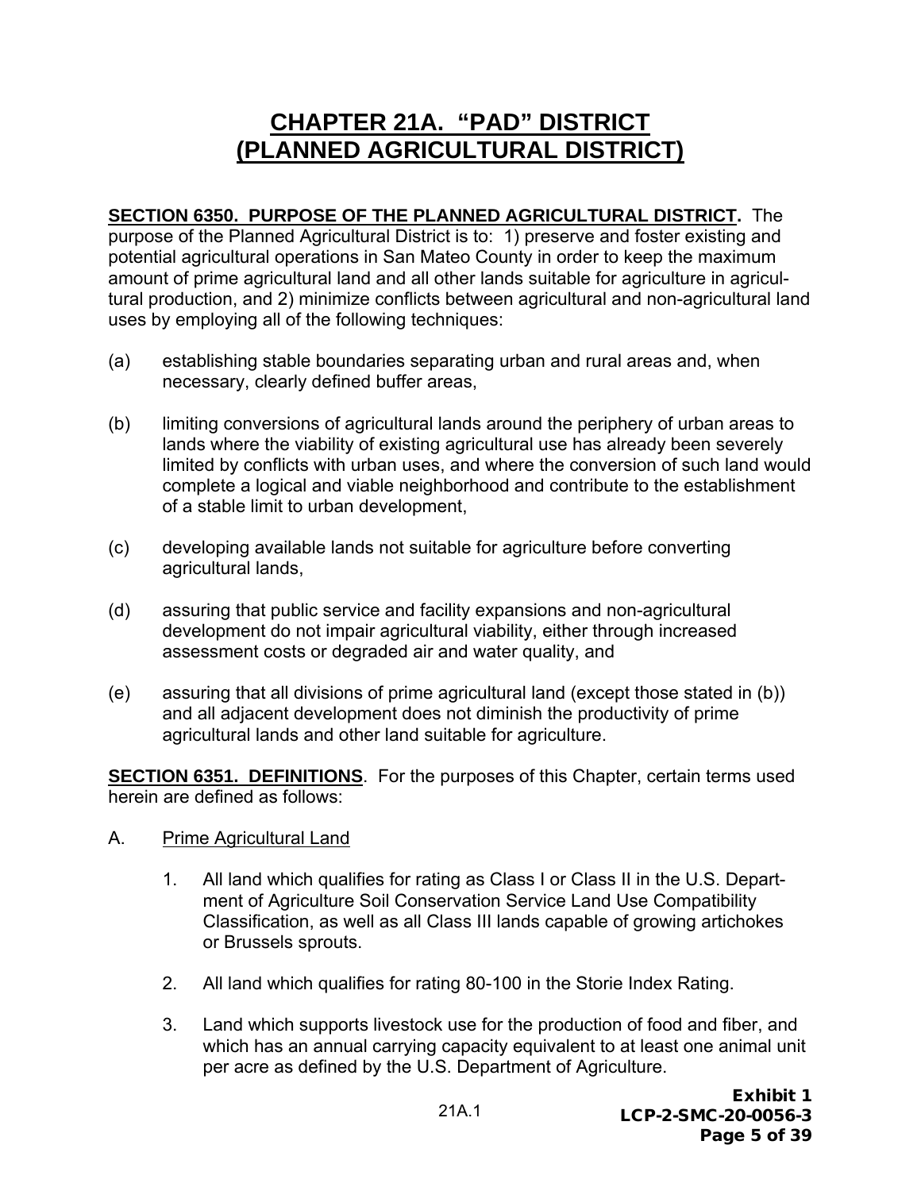# CHAPTER 21A. "PAD" DISTRICT (PLANNED AGRICULTURAL DISTRICT)

**SECTION 6350. PURPOSE OF THE PLANNED AGRICULTURAL DISTRICT.** The purpose of the Planned Agricultural District is to: 1) preserve and foster existing and potential agricultural operations in San Mateo County in order to keep the maximum amount of prime agricultural land and all other lands suitable for agriculture in agricultural production, and 2) minimize conflicts between agricultural and non-agricultural land uses by employing all of the following techniques:

(a) establishing stable boundaries separating urban and rural areas and, when necessary, clearly defined buffer areas,

(b) limiting conversions of agricultural lands around the periphery of urban areas to lands where the viability of existing agricultural use has already been severely limited by conflicts with urban uses, and where the conversion of such land would complete a logical and viable neighborhood and contribute to the establishment of a stable limit to urban development,

(c) developing available lands not suitable for agriculture before converting agricultural lands,

(d) assuring that public service and facility expansions and non-agricultural development do not impair agricultural viability, either through increased assessment costs or degraded air and water quality, and

(e) assuring that all divisions of prime agricultural land (except those stated in (b)) and all adjacent development does not diminish the productivity of prime agricultural lands and other land suitable for agriculture.

**SECTION 6351. DEFINITIONS**. For the purposes of this Chapter, certain terms used herein are defined as follows:

A. Prime Agricultural Land

1. All land which qualifies for rating as Class I or Class II in the U.S. Department of Agriculture Soil Conservation Service Land Use Compatibility Classification, as well as all Class III lands capable of growing artichokes or Brussels sprouts.

2. All land which qualifies for rating 80-100 in the Storie Index Rating.

3. Land which supports livestock use for the production of food and fiber, and which has an annual carrying capacity equivalent to at least one animal unit per acre as defined by the U.S. Department of Agriculture.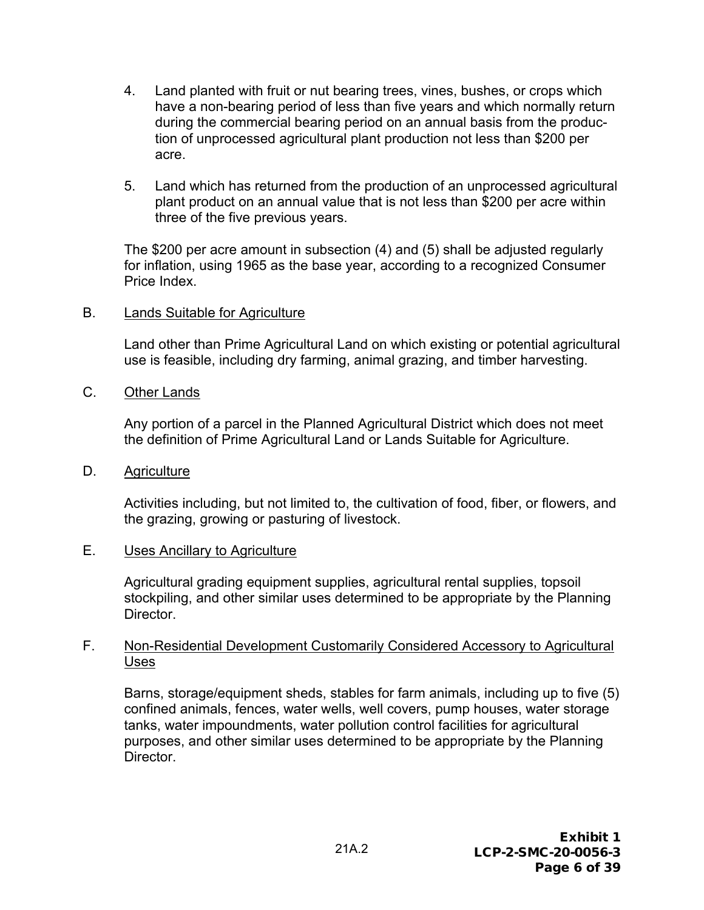4. Land planted with fruit or nut bearing trees, vines, bushes, or crops which have a non-bearing period of less than five years and which normally return during the commercial bearing period on an annual basis from the production of unprocessed agricultural plant production not less than $200 per acre.

5. Land which has returned from the production of an unprocessed agricultural plant product on an annual value that is not less than $200 per acre within three of the five previous years.

The $200 per acre amount in subsection (4) and (5) shall be adjusted regularly for inflation, using 1965 as the base year, according to a recognized Consumer Price Index.

B. Lands Suitable for Agriculture

Land other than Prime Agricultural Land on which existing or potential agricultural use is feasible, including dry farming, animal grazing, and timber harvesting.

C. Other Lands

Any portion of a parcel in the Planned Agricultural District which does not meet the definition of Prime Agricultural Land or Lands Suitable for Agriculture.

D. Agriculture

Activities including, but not limited to, the cultivation of food, fiber, or flowers, and the grazing, growing or pasturing of livestock.

E. Uses Ancillary to Agriculture

Agricultural grading equipment supplies, agricultural rental supplies, topsoil stockpiling, and other similar uses determined to be appropriate by the Planning Director.

F. Non-Residential Development Customarily Considered Accessory to Agricultural Uses

Barns, storage/equipment sheds, stables for farm animals, including up to five (5) confined animals, fences, water wells, well covers, pump houses, water storage tanks, water impoundments, water pollution control facilities for agricultural purposes, and other similar uses determined to be appropriate by the Planning Director.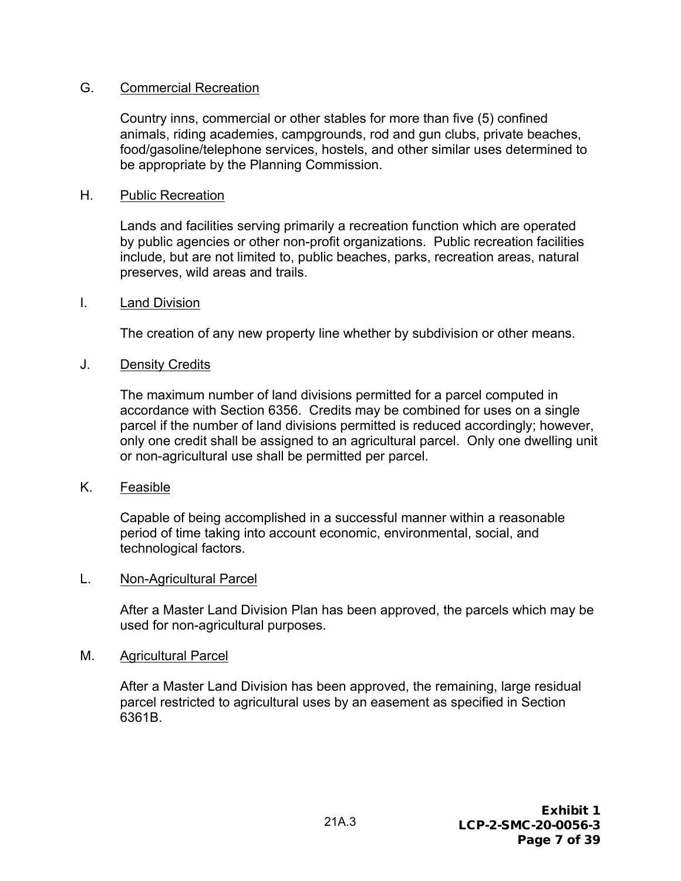G. Commercial Recreation

Country inns, commercial or other stables for more than five (5) confined animals, riding academies, campgrounds, rod and gun clubs, private beaches, food/gasoline/telephone services, hostels, and other similar uses determined to be appropriate by the Planning Commission.

H. Public Recreation

Lands and facilities serving primarily a recreation function which are operated by public agencies or other non-profit organizations. Public recreation facilities include, but are not limited to, public beaches, parks, recreation areas, natural preserves, wild areas and trails.

I. Land Division

The creation of any new property line whether by subdivision or other means.

J. Density Credits

The maximum number of land divisions permitted for a parcel computed in accordance with Section 6356. Credits may be combined for uses on a single parcel if the number of land divisions permitted is reduced accordingly; however, only one credit shall be assigned to an agricultural parcel. Only one dwelling unit or non-agricultural use shall be permitted per parcel.

K. Feasible

Capable of being accomplished in a successful manner within a reasonable period of time taking into account economic, environmental, social, and technological factors.

L. Non-Agricultural Parcel

After a Master Land Division Plan has been approved, the parcels which may be used for non-agricultural purposes.

M. Agricultural Parcel

After a Master Land Division has been approved, the remaining, large residual parcel restricted to agricultural uses by an easement as specified in Section 6361B.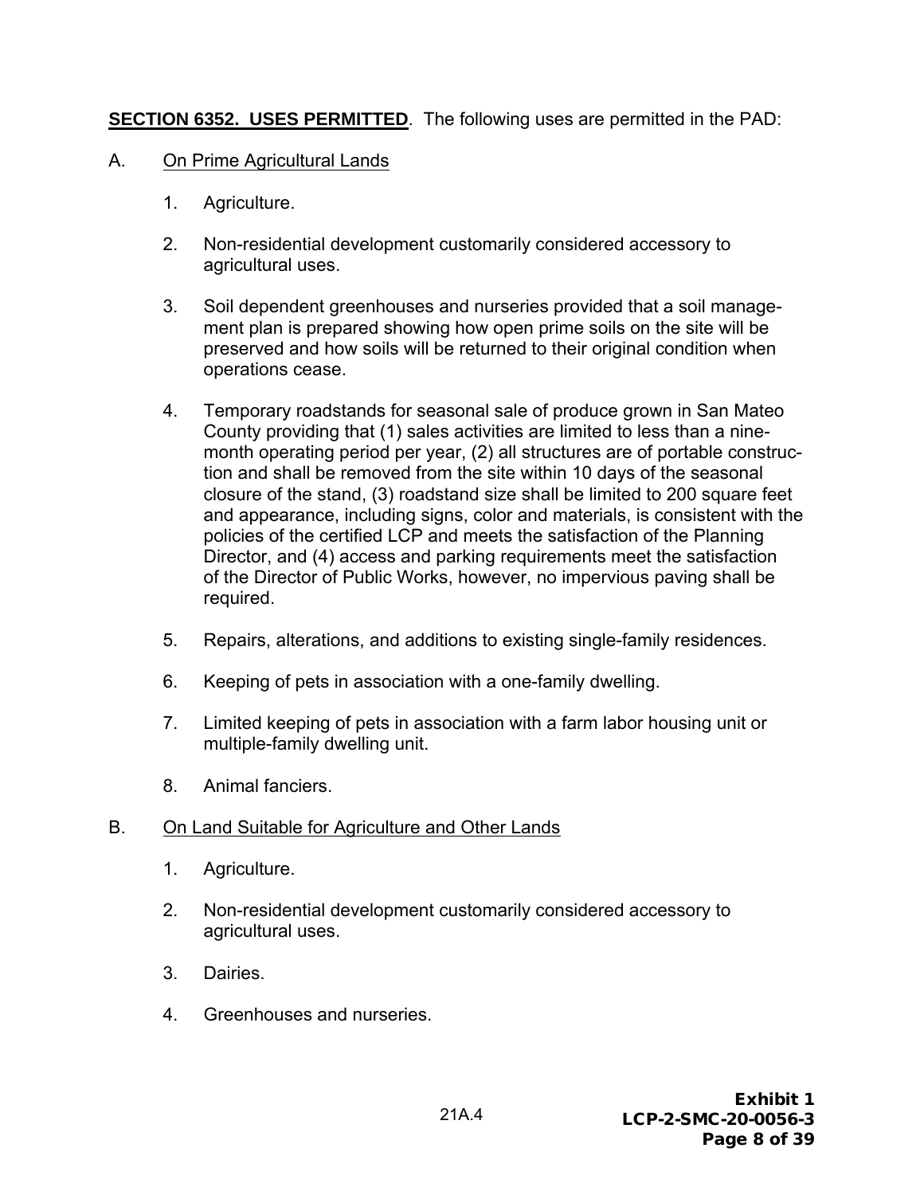**SECTION 6352. USES PERMITTED**. The following uses are permitted in the PAD:

A. On Prime Agricultural Lands

1. Agriculture.

2. Non-residential development customarily considered accessory to agricultural uses.

3. Soil dependent greenhouses and nurseries provided that a soil management plan is prepared showing how open prime soils on the site will be preserved and how soils will be returned to their original condition when operations cease.

4. Temporary roadstands for seasonal sale of produce grown in San Mateo County providing that (1) sales activities are limited to less than a nine-month operating period per year, (2) all structures are of portable construction and shall be removed from the site within 10 days of the seasonal closure of the stand, (3) roadstand size shall be limited to 200 square feet and appearance, including signs, color and materials, is consistent with the policies of the certified LCP and meets the satisfaction of the Planning Director, and (4) access and parking requirements meet the satisfaction of the Director of Public Works, however, no impervious paving shall be required.

5. Repairs, alterations, and additions to existing single-family residences.

6. Keeping of pets in association with a one-family dwelling.

7. Limited keeping of pets in association with a farm labor housing unit or multiple-family dwelling unit.

8. Animal fanciers.

B. On Land Suitable for Agriculture and Other Lands

1. Agriculture.

2. Non-residential development customarily considered accessory to agricultural uses.

3. Dairies.

4. Greenhouses and nurseries.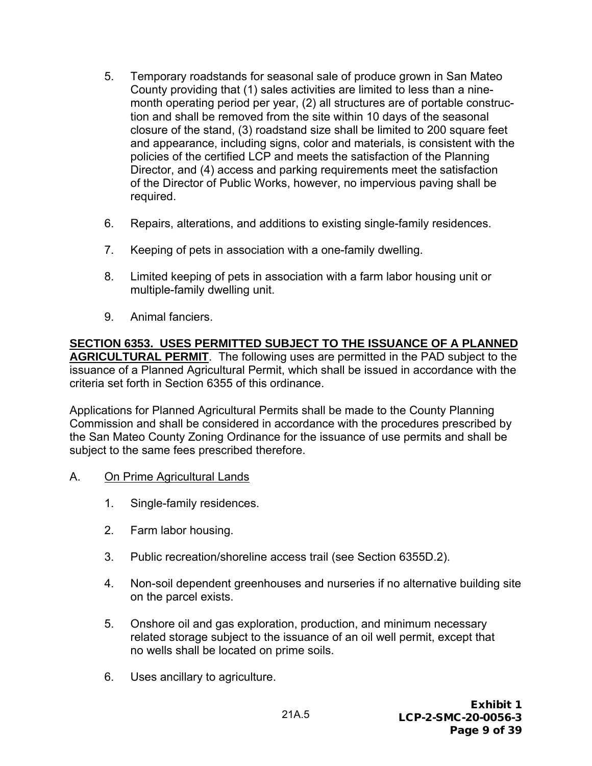5. Temporary roadstands for seasonal sale of produce grown in San Mateo County providing that (1) sales activities are limited to less than a nine-month operating period per year, (2) all structures are of portable construction and shall be removed from the site within 10 days of the seasonal closure of the stand, (3) roadstand size shall be limited to 200 square feet and appearance, including signs, color and materials, is consistent with the policies of the certified LCP and meets the satisfaction of the Planning Director, and (4) access and parking requirements meet the satisfaction of the Director of Public Works, however, no impervious paving shall be required.

6. Repairs, alterations, and additions to existing single-family residences.

7. Keeping of pets in association with a one-family dwelling.

8. Limited keeping of pets in association with a farm labor housing unit or multiple-family dwelling unit.

9. Animal fanciers.

**SECTION 6353. USES PERMITTED SUBJECT TO THE ISSUANCE OF A PLANNED AGRICULTURAL PERMIT**. The following uses are permitted in the PAD subject to the issuance of a Planned Agricultural Permit, which shall be issued in accordance with the criteria set forth in Section 6355 of this ordinance.

Applications for Planned Agricultural Permits shall be made to the County Planning Commission and shall be considered in accordance with the procedures prescribed by the San Mateo County Zoning Ordinance for the issuance of use permits and shall be subject to the same fees prescribed therefore.

A. On Prime Agricultural Lands

1. Single-family residences.

2. Farm labor housing.

3. Public recreation/shoreline access trail (see Section 6355D.2).

4. Non-soil dependent greenhouses and nurseries if no alternative building site on the parcel exists.

5. Onshore oil and gas exploration, production, and minimum necessary related storage subject to the issuance of an oil well permit, except that no wells shall be located on prime soils.

6. Uses ancillary to agriculture.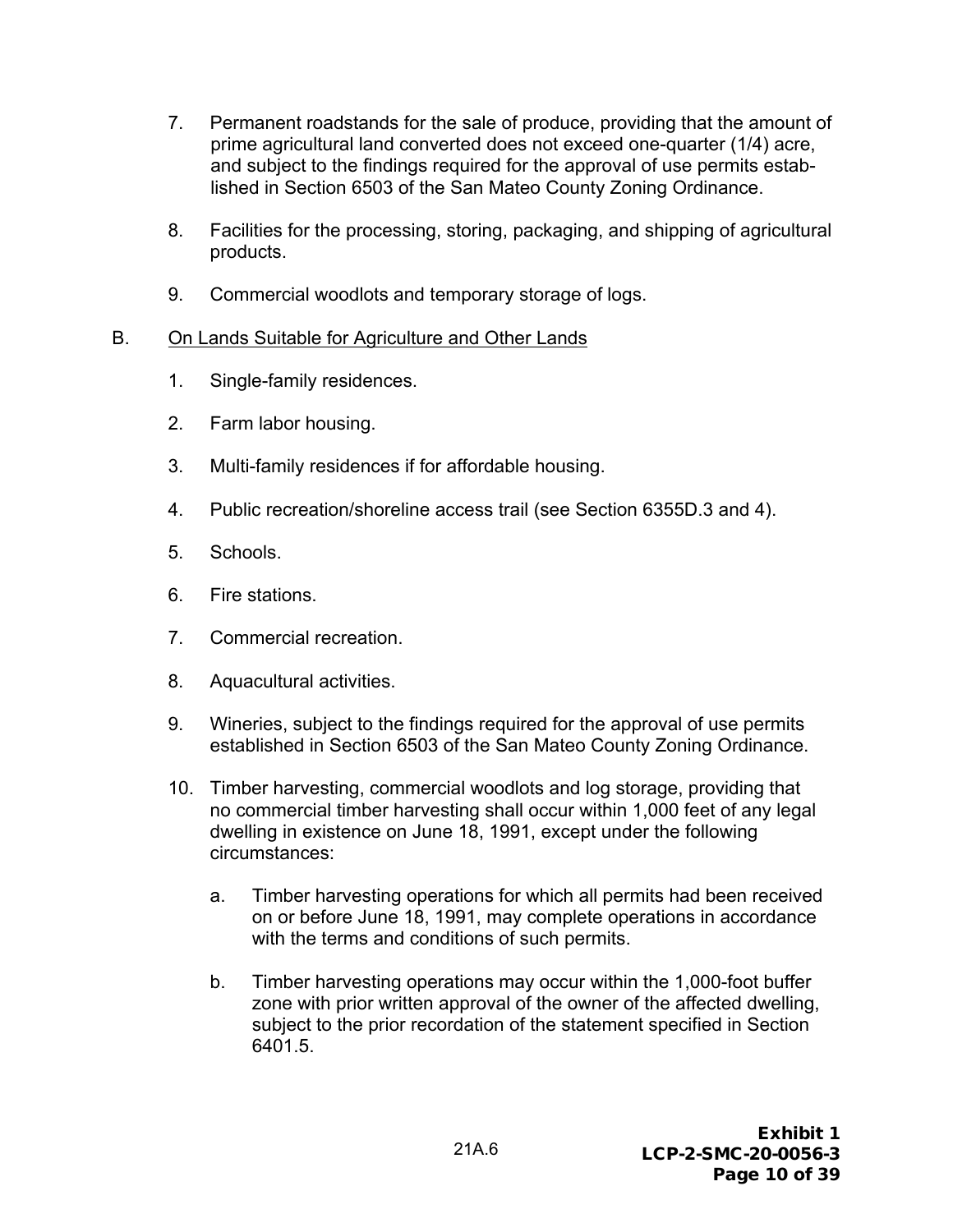7. Permanent roadstands for the sale of produce, providing that the amount of prime agricultural land converted does not exceed one-quarter (1/4) acre, and subject to the findings required for the approval of use permits established in Section 6503 of the San Mateo County Zoning Ordinance.

8. Facilities for the processing, storing, packaging, and shipping of agricultural products.

9. Commercial woodlots and temporary storage of logs.

B. <u>On Lands Suitable for Agriculture and Other Lands</u>

1. Single-family residences.

2. Farm labor housing.

3. Multi-family residences if for affordable housing.

4. Public recreation/shoreline access trail (see Section 6355D.3 and 4).

5. Schools.

6. Fire stations.

7. Commercial recreation.

8. Aquacultural activities.

9. Wineries, subject to the findings required for the approval of use permits established in Section 6503 of the San Mateo County Zoning Ordinance.

10. Timber harvesting, commercial woodlots and log storage, providing that no commercial timber harvesting shall occur within 1,000 feet of any legal dwelling in existence on June 18, 1991, except under the following circumstances:

    a. Timber harvesting operations for which all permits had been received on or before June 18, 1991, may complete operations in accordance with the terms and conditions of such permits.

    b. Timber harvesting operations may occur within the 1,000-foot buffer zone with prior written approval of the owner of the affected dwelling, subject to the prior recordation of the statement specified in Section 6401.5.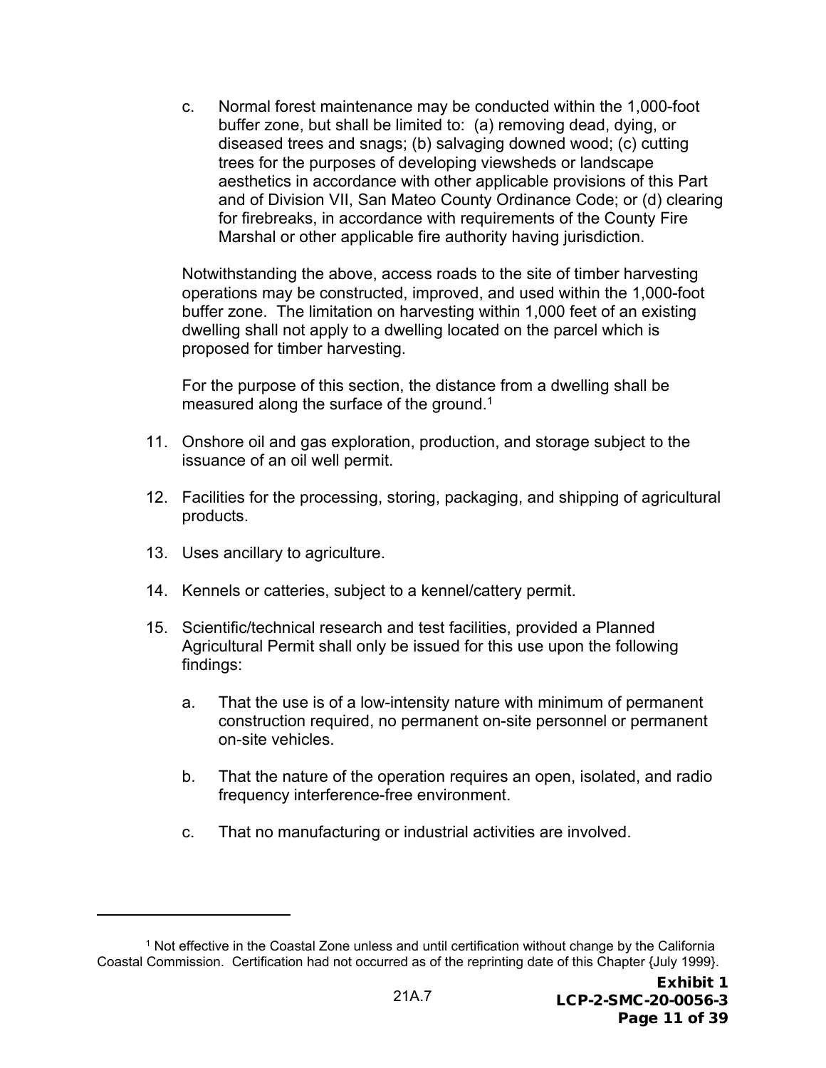c. Normal forest maintenance may be conducted within the 1,000-foot buffer zone, but shall be limited to: (a) removing dead, dying, or diseased trees and snags; (b) salvaging downed wood; (c) cutting trees for the purposes of developing viewsheds or landscape aesthetics in accordance with other applicable provisions of this Part and of Division VII, San Mateo County Ordinance Code; or (d) clearing for firebreaks, in accordance with requirements of the County Fire Marshal or other applicable fire authority having jurisdiction.

Notwithstanding the above, access roads to the site of timber harvesting operations may be constructed, improved, and used within the 1,000-foot buffer zone. The limitation on harvesting within 1,000 feet of an existing dwelling shall not apply to a dwelling located on the parcel which is proposed for timber harvesting.

For the purpose of this section, the distance from a dwelling shall be measured along the surface of the ground.[1]

11. Onshore oil and gas exploration, production, and storage subject to the issuance of an oil well permit.

12. Facilities for the processing, storing, packaging, and shipping of agricultural products.

13. Uses ancillary to agriculture.

14. Kennels or catteries, subject to a kennel/cattery permit.

15. Scientific/technical research and test facilities, provided a Planned Agricultural Permit shall only be issued for this use upon the following findings:

    a. That the use is of a low-intensity nature with minimum of permanent construction required, no permanent on-site personnel or permanent on-site vehicles.

    b. That the nature of the operation requires an open, isolated, and radio frequency interference-free environment.

    c. That no manufacturing or industrial activities are involved.

---

[1] Not effective in the Coastal Zone unless and until certification without change by the California Coastal Commission. Certification had not occurred as of the reprinting date of this Chapter {July 1999}.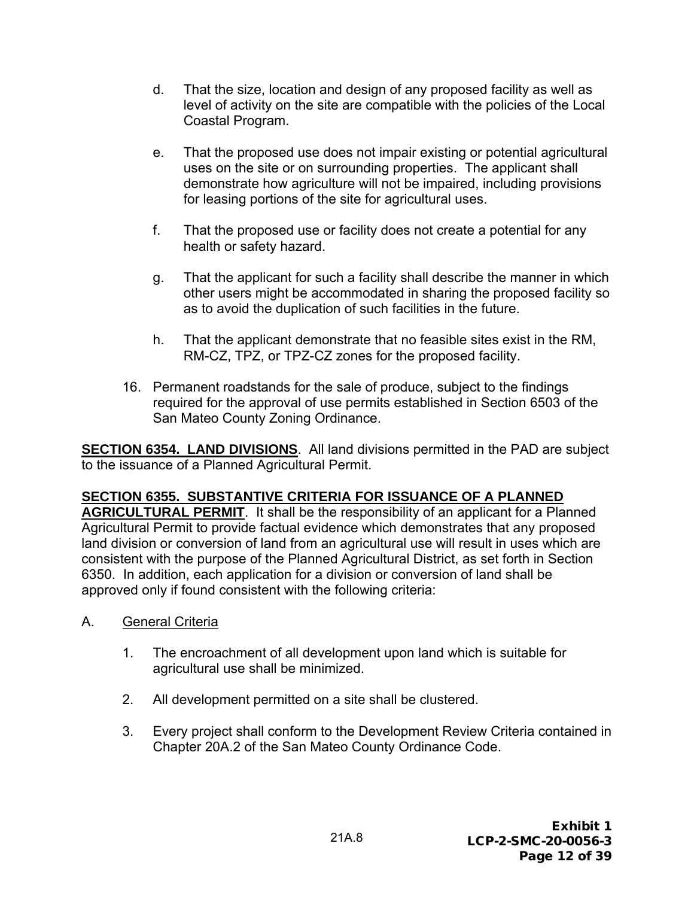d. That the size, location and design of any proposed facility as well as level of activity on the site are compatible with the policies of the Local Coastal Program.

e. That the proposed use does not impair existing or potential agricultural uses on the site or on surrounding properties. The applicant shall demonstrate how agriculture will not be impaired, including provisions for leasing portions of the site for agricultural uses.

f. That the proposed use or facility does not create a potential for any health or safety hazard.

g. That the applicant for such a facility shall describe the manner in which other users might be accommodated in sharing the proposed facility so as to avoid the duplication of such facilities in the future.

h. That the applicant demonstrate that no feasible sites exist in the RM, RM-CZ, TPZ, or TPZ-CZ zones for the proposed facility.

16. Permanent roadstands for the sale of produce, subject to the findings required for the approval of use permits established in Section 6503 of the San Mateo County Zoning Ordinance.

**SECTION 6354. LAND DIVISIONS**. All land divisions permitted in the PAD are subject to the issuance of a Planned Agricultural Permit.

**SECTION 6355. SUBSTANTIVE CRITERIA FOR ISSUANCE OF A PLANNED AGRICULTURAL PERMIT**. It shall be the responsibility of an applicant for a Planned Agricultural Permit to provide factual evidence which demonstrates that any proposed land division or conversion of land from an agricultural use will result in uses which are consistent with the purpose of the Planned Agricultural District, as set forth in Section 6350. In addition, each application for a division or conversion of land shall be approved only if found consistent with the following criteria:

A. General Criteria

1. The encroachment of all development upon land which is suitable for agricultural use shall be minimized.

2. All development permitted on a site shall be clustered.

3. Every project shall conform to the Development Review Criteria contained in Chapter 20A.2 of the San Mateo County Ordinance Code.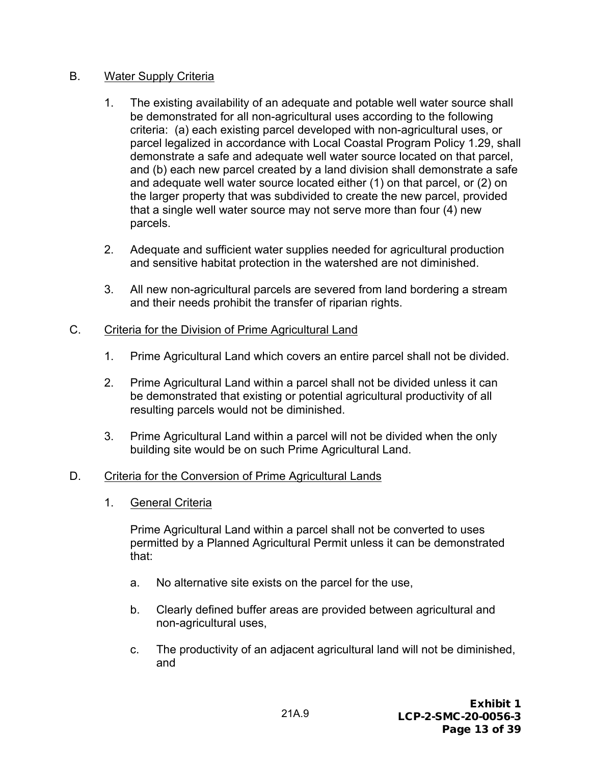B. Water Supply Criteria

1. The existing availability of an adequate and potable well water source shall be demonstrated for all non-agricultural uses according to the following criteria: (a) each existing parcel developed with non-agricultural uses, or parcel legalized in accordance with Local Coastal Program Policy 1.29, shall demonstrate a safe and adequate well water source located on that parcel, and (b) each new parcel created by a land division shall demonstrate a safe and adequate well water source located either (1) on that parcel, or (2) on the larger property that was subdivided to create the new parcel, provided that a single well water source may not serve more than four (4) new parcels.

2. Adequate and sufficient water supplies needed for agricultural production and sensitive habitat protection in the watershed are not diminished.

3. All new non-agricultural parcels are severed from land bordering a stream and their needs prohibit the transfer of riparian rights.

C. Criteria for the Division of Prime Agricultural Land

1. Prime Agricultural Land which covers an entire parcel shall not be divided.

2. Prime Agricultural Land within a parcel shall not be divided unless it can be demonstrated that existing or potential agricultural productivity of all resulting parcels would not be diminished.

3. Prime Agricultural Land within a parcel will not be divided when the only building site would be on such Prime Agricultural Land.

D. Criteria for the Conversion of Prime Agricultural Lands

1. General Criteria

   Prime Agricultural Land within a parcel shall not be converted to uses permitted by a Planned Agricultural Permit unless it can be demonstrated that:

   a. No alternative site exists on the parcel for the use,

   b. Clearly defined buffer areas are provided between agricultural and non-agricultural uses,

   c. The productivity of an adjacent agricultural land will not be diminished, and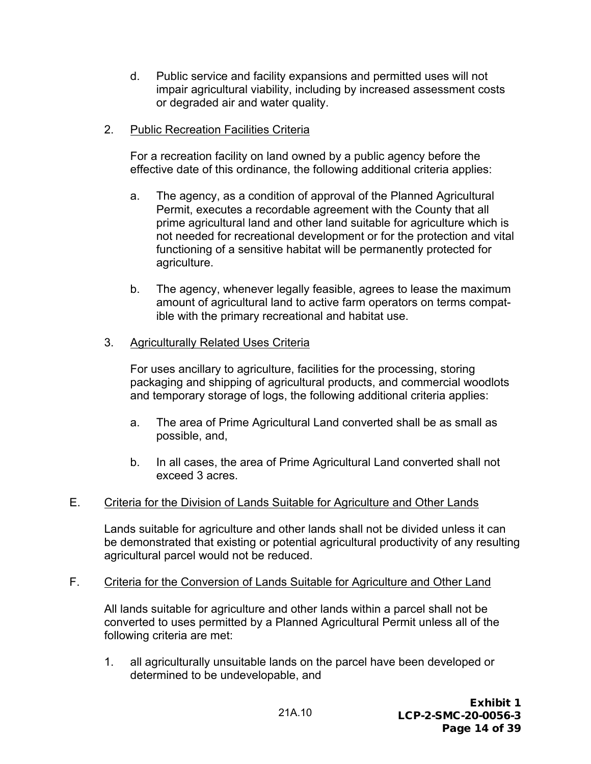d. Public service and facility expansions and permitted uses will not impair agricultural viability, including by increased assessment costs or degraded air and water quality.

2. Public Recreation Facilities Criteria

   For a recreation facility on land owned by a public agency before the effective date of this ordinance, the following additional criteria applies:

   a. The agency, as a condition of approval of the Planned Agricultural Permit, executes a recordable agreement with the County that all prime agricultural land and other land suitable for agriculture which is not needed for recreational development or for the protection and vital functioning of a sensitive habitat will be permanently protected for agriculture.

   b. The agency, whenever legally feasible, agrees to lease the maximum amount of agricultural land to active farm operators on terms compatible with the primary recreational and habitat use.

3. Agriculturally Related Uses Criteria

   For uses ancillary to agriculture, facilities for the processing, storing packaging and shipping of agricultural products, and commercial woodlots and temporary storage of logs, the following additional criteria applies:

   a. The area of Prime Agricultural Land converted shall be as small as possible, and,

   b. In all cases, the area of Prime Agricultural Land converted shall not exceed 3 acres.

E. Criteria for the Division of Lands Suitable for Agriculture and Other Lands

Lands suitable for agriculture and other lands shall not be divided unless it can be demonstrated that existing or potential agricultural productivity of any resulting agricultural parcel would not be reduced.

F. Criteria for the Conversion of Lands Suitable for Agriculture and Other Land

All lands suitable for agriculture and other lands within a parcel shall not be converted to uses permitted by a Planned Agricultural Permit unless all of the following criteria are met:

1. all agriculturally unsuitable lands on the parcel have been developed or determined to be undevelopable, and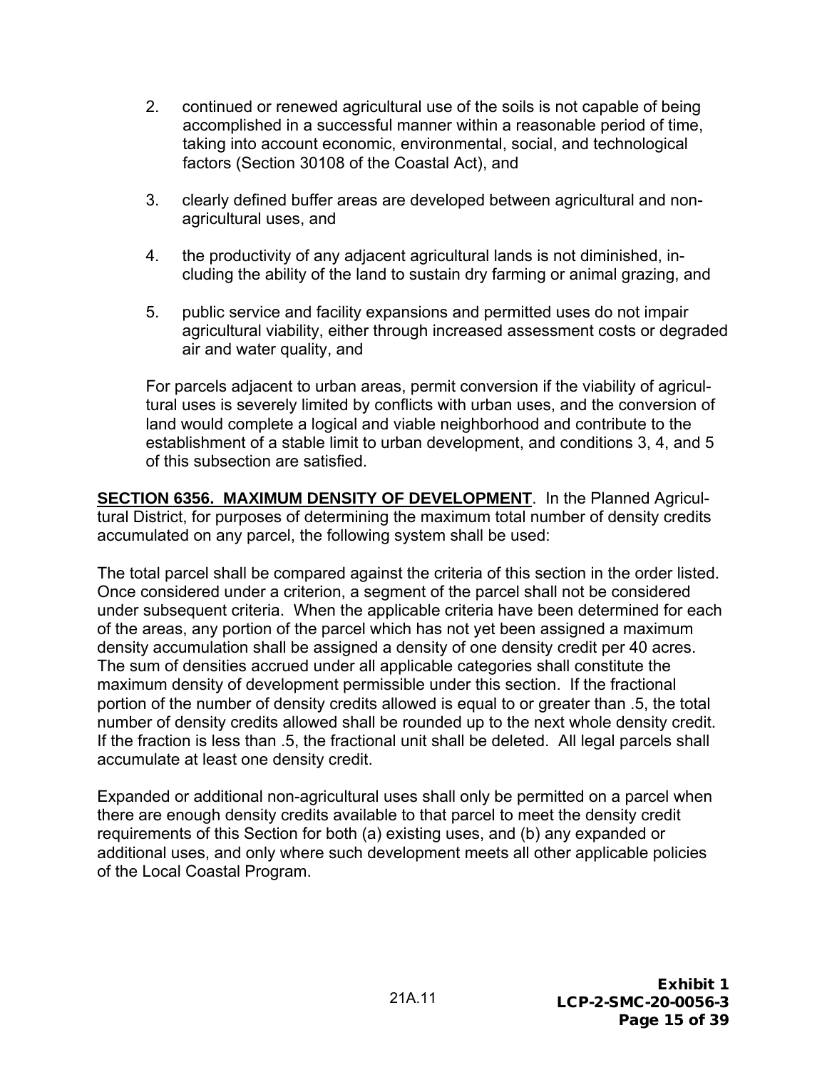2. continued or renewed agricultural use of the soils is not capable of being accomplished in a successful manner within a reasonable period of time, taking into account economic, environmental, social, and technological factors (Section 30108 of the Coastal Act), and

3. clearly defined buffer areas are developed between agricultural and non-agricultural uses, and

4. the productivity of any adjacent agricultural lands is not diminished, including the ability of the land to sustain dry farming or animal grazing, and

5. public service and facility expansions and permitted uses do not impair agricultural viability, either through increased assessment costs or degraded air and water quality, and

For parcels adjacent to urban areas, permit conversion if the viability of agricultural uses is severely limited by conflicts with urban uses, and the conversion of land would complete a logical and viable neighborhood and contribute to the establishment of a stable limit to urban development, and conditions 3, 4, and 5 of this subsection are satisfied.

**SECTION 6356. MAXIMUM DENSITY OF DEVELOPMENT**. In the Planned Agricultural District, for purposes of determining the maximum total number of density credits accumulated on any parcel, the following system shall be used:

The total parcel shall be compared against the criteria of this section in the order listed. Once considered under a criterion, a segment of the parcel shall not be considered under subsequent criteria. When the applicable criteria have been determined for each of the areas, any portion of the parcel which has not yet been assigned a maximum density accumulation shall be assigned a density of one density credit per 40 acres. The sum of densities accrued under all applicable categories shall constitute the maximum density of development permissible under this section. If the fractional portion of the number of density credits allowed is equal to or greater than .5, the total number of density credits allowed shall be rounded up to the next whole density credit. If the fraction is less than .5, the fractional unit shall be deleted. All legal parcels shall accumulate at least one density credit.

Expanded or additional non-agricultural uses shall only be permitted on a parcel when there are enough density credits available to that parcel to meet the density credit requirements of this Section for both (a) existing uses, and (b) any expanded or additional uses, and only where such development meets all other applicable policies of the Local Coastal Program.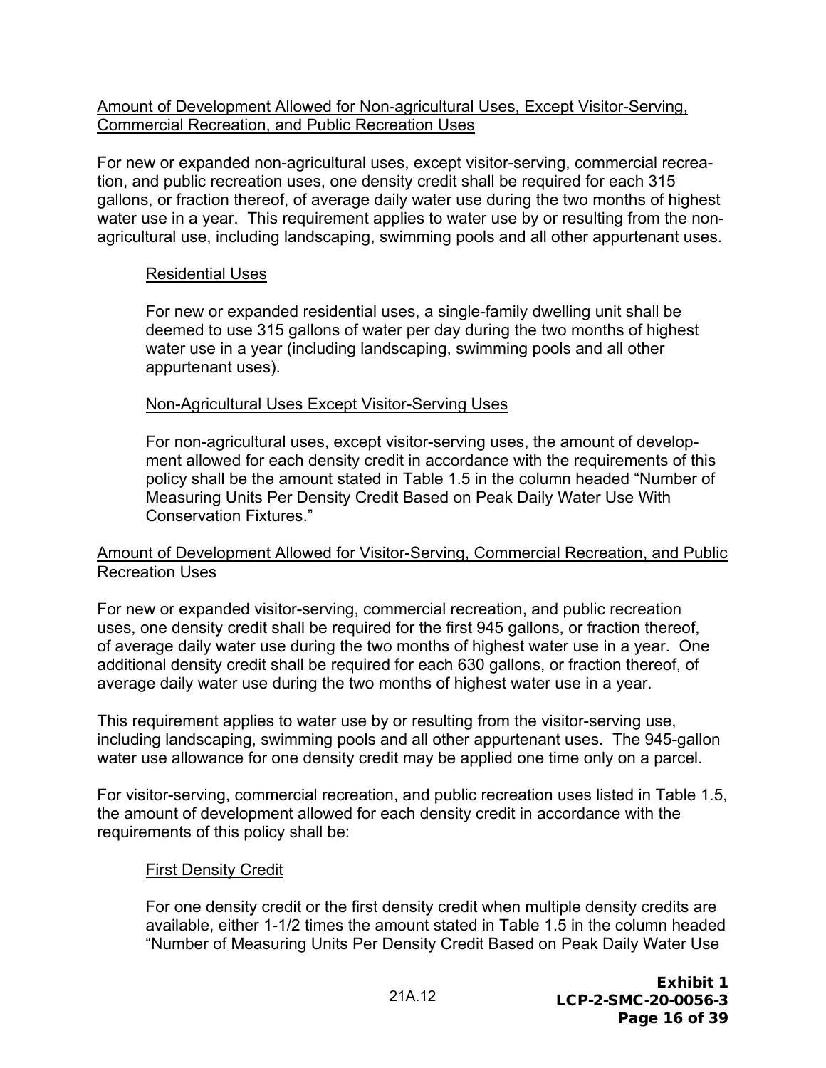Amount of Development Allowed for Non-agricultural Uses, Except Visitor-Serving, Commercial Recreation, and Public Recreation Uses

For new or expanded non-agricultural uses, except visitor-serving, commercial recreation, and public recreation uses, one density credit shall be required for each 315 gallons, or fraction thereof, of average daily water use during the two months of highest water use in a year. This requirement applies to water use by or resulting from the non-agricultural use, including landscaping, swimming pools and all other appurtenant uses.

> Residential Uses
>
> For new or expanded residential uses, a single-family dwelling unit shall be deemed to use 315 gallons of water per day during the two months of highest water use in a year (including landscaping, swimming pools and all other appurtenant uses).
>
> Non-Agricultural Uses Except Visitor-Serving Uses
>
> For non-agricultural uses, except visitor-serving uses, the amount of development allowed for each density credit in accordance with the requirements of this policy shall be the amount stated in Table 1.5 in the column headed "Number of Measuring Units Per Density Credit Based on Peak Daily Water Use With Conservation Fixtures."

Amount of Development Allowed for Visitor-Serving, Commercial Recreation, and Public Recreation Uses

For new or expanded visitor-serving, commercial recreation, and public recreation uses, one density credit shall be required for the first 945 gallons, or fraction thereof, of average daily water use during the two months of highest water use in a year. One additional density credit shall be required for each 630 gallons, or fraction thereof, of average daily water use during the two months of highest water use in a year.

This requirement applies to water use by or resulting from the visitor-serving use, including landscaping, swimming pools and all other appurtenant uses. The 945-gallon water use allowance for one density credit may be applied one time only on a parcel.

For visitor-serving, commercial recreation, and public recreation uses listed in Table 1.5, the amount of development allowed for each density credit in accordance with the requirements of this policy shall be:

> First Density Credit
>
> For one density credit or the first density credit when multiple density credits are available, either 1-1/2 times the amount stated in Table 1.5 in the column headed "Number of Measuring Units Per Density Credit Based on Peak Daily Water Use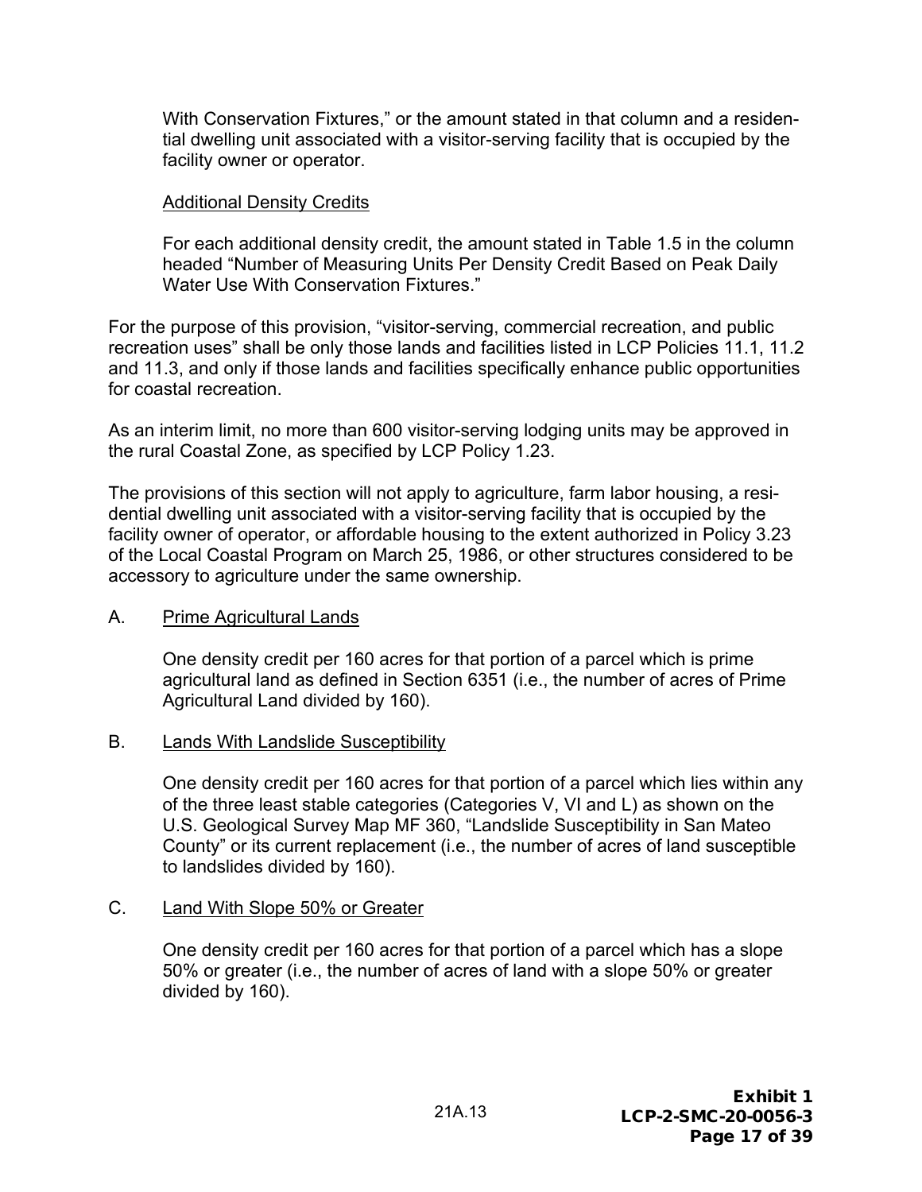With Conservation Fixtures," or the amount stated in that column and a residential dwelling unit associated with a visitor-serving facility that is occupied by the facility owner or operator.

Additional Density Credits

For each additional density credit, the amount stated in Table 1.5 in the column headed "Number of Measuring Units Per Density Credit Based on Peak Daily Water Use With Conservation Fixtures."

For the purpose of this provision, "visitor-serving, commercial recreation, and public recreation uses" shall be only those lands and facilities listed in LCP Policies 11.1, 11.2 and 11.3, and only if those lands and facilities specifically enhance public opportunities for coastal recreation.

As an interim limit, no more than 600 visitor-serving lodging units may be approved in the rural Coastal Zone, as specified by LCP Policy 1.23.

The provisions of this section will not apply to agriculture, farm labor housing, a residential dwelling unit associated with a visitor-serving facility that is occupied by the facility owner of operator, or affordable housing to the extent authorized in Policy 3.23 of the Local Coastal Program on March 25, 1986, or other structures considered to be accessory to agriculture under the same ownership.

A. Prime Agricultural Lands

One density credit per 160 acres for that portion of a parcel which is prime agricultural land as defined in Section 6351 (i.e., the number of acres of Prime Agricultural Land divided by 160).

B. Lands With Landslide Susceptibility

One density credit per 160 acres for that portion of a parcel which lies within any of the three least stable categories (Categories V, VI and L) as shown on the U.S. Geological Survey Map MF 360, "Landslide Susceptibility in San Mateo County" or its current replacement (i.e., the number of acres of land susceptible to landslides divided by 160).

C. Land With Slope 50% or Greater

One density credit per 160 acres for that portion of a parcel which has a slope 50% or greater (i.e., the number of acres of land with a slope 50% or greater divided by 160).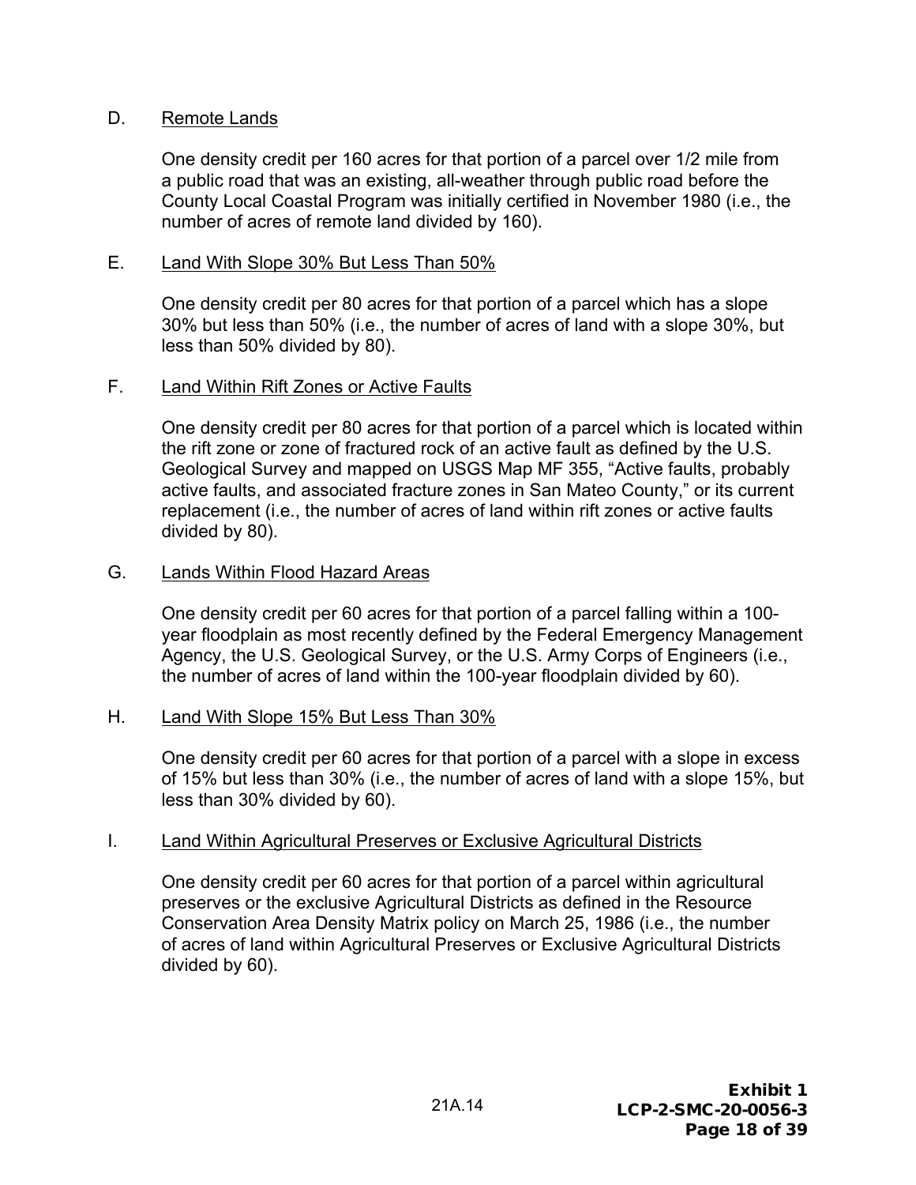D. Remote Lands

One density credit per 160 acres for that portion of a parcel over 1/2 mile from a public road that was an existing, all-weather through public road before the County Local Coastal Program was initially certified in November 1980 (i.e., the number of acres of remote land divided by 160).

E. Land With Slope 30% But Less Than 50%

One density credit per 80 acres for that portion of a parcel which has a slope 30% but less than 50% (i.e., the number of acres of land with a slope 30%, but less than 50% divided by 80).

F. Land Within Rift Zones or Active Faults

One density credit per 80 acres for that portion of a parcel which is located within the rift zone or zone of fractured rock of an active fault as defined by the U.S. Geological Survey and mapped on USGS Map MF 355, "Active faults, probably active faults, and associated fracture zones in San Mateo County," or its current replacement (i.e., the number of acres of land within rift zones or active faults divided by 80).

G. Lands Within Flood Hazard Areas

One density credit per 60 acres for that portion of a parcel falling within a 100-year floodplain as most recently defined by the Federal Emergency Management Agency, the U.S. Geological Survey, or the U.S. Army Corps of Engineers (i.e., the number of acres of land within the 100-year floodplain divided by 60).

H. Land With Slope 15% But Less Than 30%

One density credit per 60 acres for that portion of a parcel with a slope in excess of 15% but less than 30% (i.e., the number of acres of land with a slope 15%, but less than 30% divided by 60).

I. Land Within Agricultural Preserves or Exclusive Agricultural Districts

One density credit per 60 acres for that portion of a parcel within agricultural preserves or the exclusive Agricultural Districts as defined in the Resource Conservation Area Density Matrix policy on March 25, 1986 (i.e., the number of acres of land within Agricultural Preserves or Exclusive Agricultural Districts divided by 60).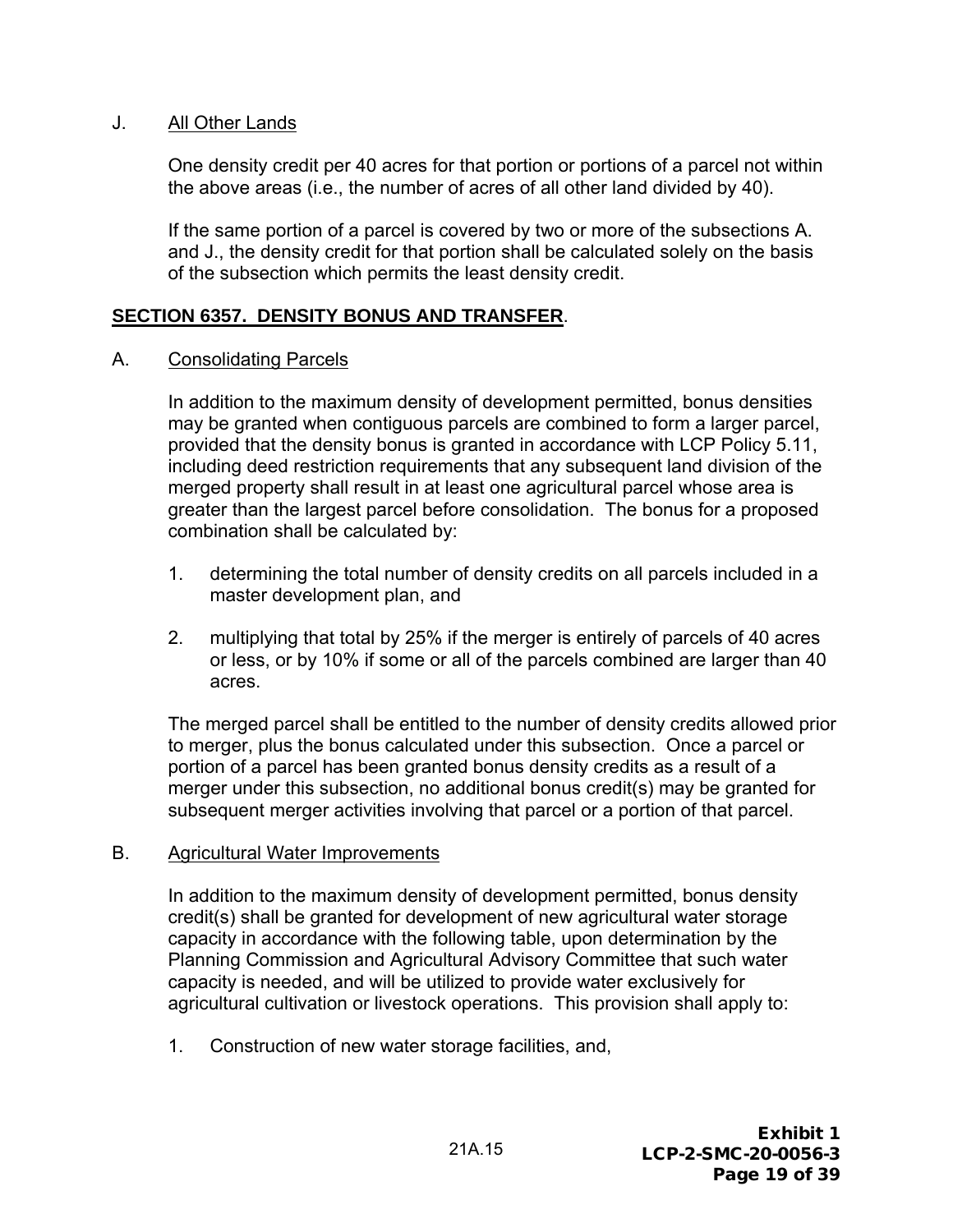J. All Other Lands

One density credit per 40 acres for that portion or portions of a parcel not within the above areas (i.e., the number of acres of all other land divided by 40).

If the same portion of a parcel is covered by two or more of the subsections A. and J., the density credit for that portion shall be calculated solely on the basis of the subsection which permits the least density credit.

## SECTION 6357. DENSITY BONUS AND TRANSFER.

A. Consolidating Parcels

In addition to the maximum density of development permitted, bonus densities may be granted when contiguous parcels are combined to form a larger parcel, provided that the density bonus is granted in accordance with LCP Policy 5.11, including deed restriction requirements that any subsequent land division of the merged property shall result in at least one agricultural parcel whose area is greater than the largest parcel before consolidation. The bonus for a proposed combination shall be calculated by:

1. determining the total number of density credits on all parcels included in a master development plan, and

2. multiplying that total by 25% if the merger is entirely of parcels of 40 acres or less, or by 10% if some or all of the parcels combined are larger than 40 acres.

The merged parcel shall be entitled to the number of density credits allowed prior to merger, plus the bonus calculated under this subsection. Once a parcel or portion of a parcel has been granted bonus density credits as a result of a merger under this subsection, no additional bonus credit(s) may be granted for subsequent merger activities involving that parcel or a portion of that parcel.

B. Agricultural Water Improvements

In addition to the maximum density of development permitted, bonus density credit(s) shall be granted for development of new agricultural water storage capacity in accordance with the following table, upon determination by the Planning Commission and Agricultural Advisory Committee that such water capacity is needed, and will be utilized to provide water exclusively for agricultural cultivation or livestock operations. This provision shall apply to:

1. Construction of new water storage facilities, and,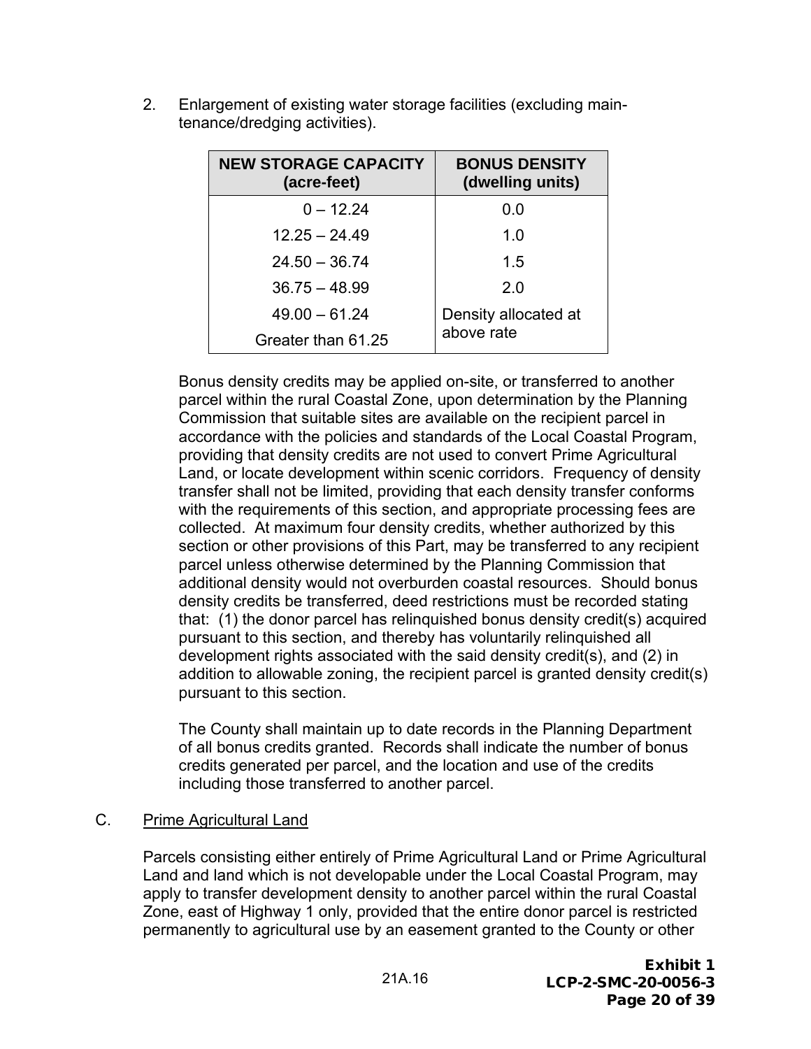2. Enlargement of existing water storage facilities (excluding maintenance/dredging activities).

| NEW STORAGE CAPACITY (acre-feet) | BONUS DENSITY (dwelling units) |
| --- | --- |
| 0 – 12.24 | 0.0 |
| 12.25 – 24.49 | 1.0 |
| 24.50 – 36.74 | 1.5 |
| 36.75 – 48.99 | 2.0 |
| 49.00 – 61.24 | Density allocated at above rate |
| Greater than 61.25 | |

Bonus density credits may be applied on-site, or transferred to another parcel within the rural Coastal Zone, upon determination by the Planning Commission that suitable sites are available on the recipient parcel in accordance with the policies and standards of the Local Coastal Program, providing that density credits are not used to convert Prime Agricultural Land, or locate development within scenic corridors. Frequency of density transfer shall not be limited, providing that each density transfer conforms with the requirements of this section, and appropriate processing fees are collected. At maximum four density credits, whether authorized by this section or other provisions of this Part, may be transferred to any recipient parcel unless otherwise determined by the Planning Commission that additional density would not overburden coastal resources. Should bonus density credits be transferred, deed restrictions must be recorded stating that: (1) the donor parcel has relinquished bonus density credit(s) acquired pursuant to this section, and thereby has voluntarily relinquished all development rights associated with the said density credit(s), and (2) in addition to allowable zoning, the recipient parcel is granted density credit(s) pursuant to this section.

The County shall maintain up to date records in the Planning Department of all bonus credits granted. Records shall indicate the number of bonus credits generated per parcel, and the location and use of the credits including those transferred to another parcel.

C. Prime Agricultural Land

Parcels consisting either entirely of Prime Agricultural Land or Prime Agricultural Land and land which is not developable under the Local Coastal Program, may apply to transfer development density to another parcel within the rural Coastal Zone, east of Highway 1 only, provided that the entire donor parcel is restricted permanently to agricultural use by an easement granted to the County or other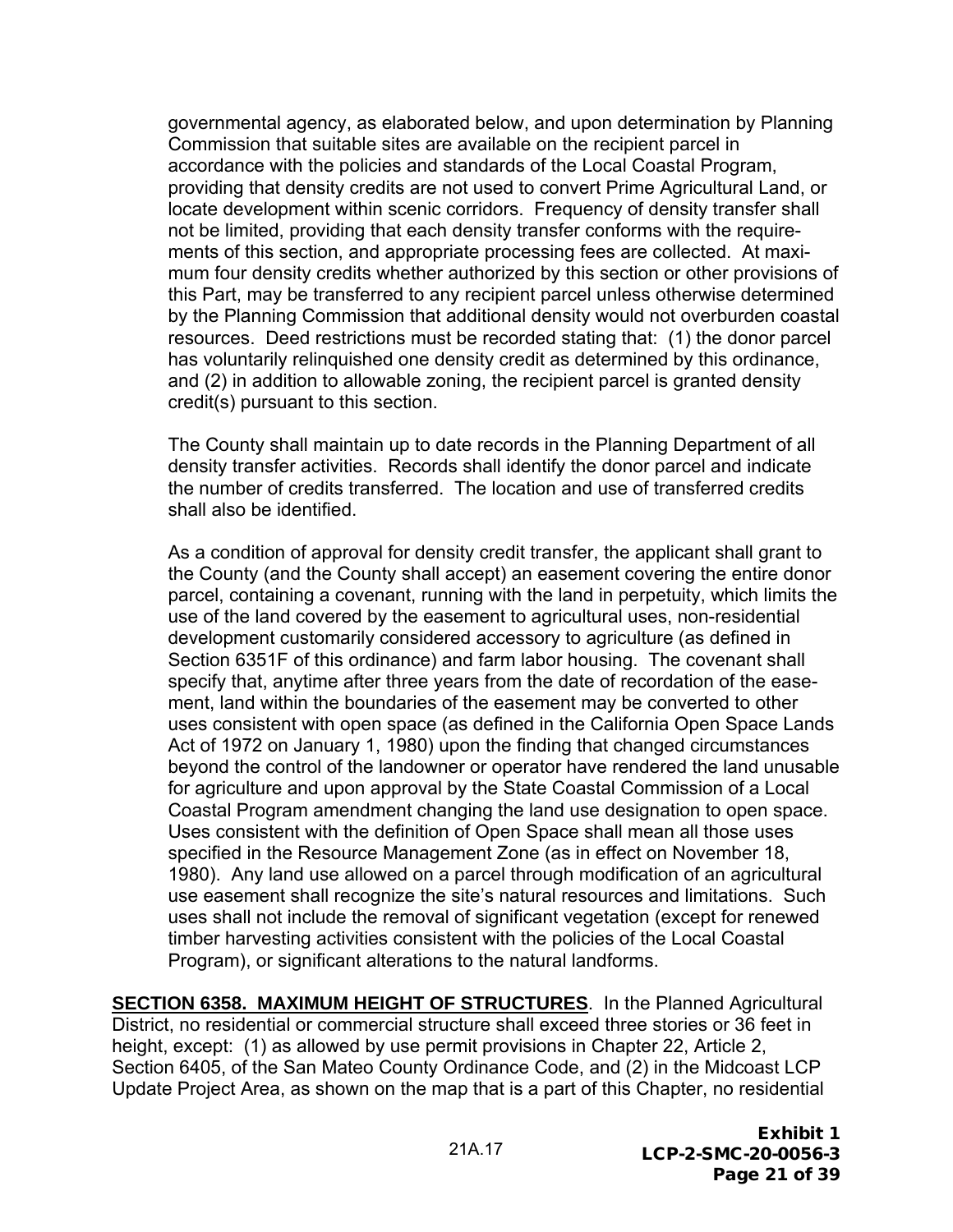governmental agency, as elaborated below, and upon determination by Planning Commission that suitable sites are available on the recipient parcel in accordance with the policies and standards of the Local Coastal Program, providing that density credits are not used to convert Prime Agricultural Land, or locate development within scenic corridors. Frequency of density transfer shall not be limited, providing that each density transfer conforms with the requirements of this section, and appropriate processing fees are collected. At maximum four density credits whether authorized by this section or other provisions of this Part, may be transferred to any recipient parcel unless otherwise determined by the Planning Commission that additional density would not overburden coastal resources. Deed restrictions must be recorded stating that: (1) the donor parcel has voluntarily relinquished one density credit as determined by this ordinance, and (2) in addition to allowable zoning, the recipient parcel is granted density credit(s) pursuant to this section.

The County shall maintain up to date records in the Planning Department of all density transfer activities. Records shall identify the donor parcel and indicate the number of credits transferred. The location and use of transferred credits shall also be identified.

As a condition of approval for density credit transfer, the applicant shall grant to the County (and the County shall accept) an easement covering the entire donor parcel, containing a covenant, running with the land in perpetuity, which limits the use of the land covered by the easement to agricultural uses, non-residential development customarily considered accessory to agriculture (as defined in Section 6351F of this ordinance) and farm labor housing. The covenant shall specify that, anytime after three years from the date of recordation of the easement, land within the boundaries of the easement may be converted to other uses consistent with open space (as defined in the California Open Space Lands Act of 1972 on January 1, 1980) upon the finding that changed circumstances beyond the control of the landowner or operator have rendered the land unusable for agriculture and upon approval by the State Coastal Commission of a Local Coastal Program amendment changing the land use designation to open space. Uses consistent with the definition of Open Space shall mean all those uses specified in the Resource Management Zone (as in effect on November 18, 1980). Any land use allowed on a parcel through modification of an agricultural use easement shall recognize the site's natural resources and limitations. Such uses shall not include the removal of significant vegetation (except for renewed timber harvesting activities consistent with the policies of the Local Coastal Program), or significant alterations to the natural landforms.

**SECTION 6358. MAXIMUM HEIGHT OF STRUCTURES**. In the Planned Agricultural District, no residential or commercial structure shall exceed three stories or 36 feet in height, except: (1) as allowed by use permit provisions in Chapter 22, Article 2, Section 6405, of the San Mateo County Ordinance Code, and (2) in the Midcoast LCP Update Project Area, as shown on the map that is a part of this Chapter, no residential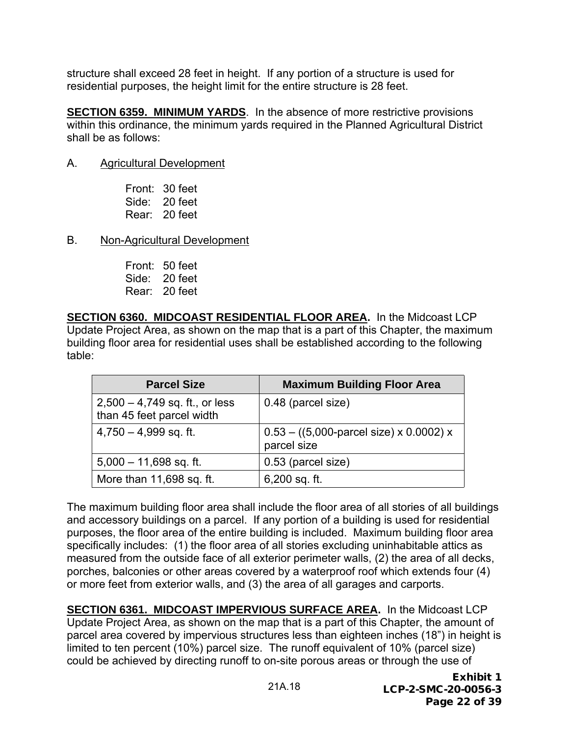structure shall exceed 28 feet in height. If any portion of a structure is used for residential purposes, the height limit for the entire structure is 28 feet.

**SECTION 6359. MINIMUM YARDS**. In the absence of more restrictive provisions within this ordinance, the minimum yards required in the Planned Agricultural District shall be as follows:

A. Agricultural Development

Front: 30 feet
Side: 20 feet
Rear: 20 feet

B. Non-Agricultural Development

Front: 50 feet
Side: 20 feet
Rear: 20 feet

**SECTION 6360. MIDCOAST RESIDENTIAL FLOOR AREA.** In the Midcoast LCP Update Project Area, as shown on the map that is a part of this Chapter, the maximum building floor area for residential uses shall be established according to the following table:

| Parcel Size | Maximum Building Floor Area |
|---|---|
| 2,500 – 4,749 sq. ft., or less than 45 feet parcel width | 0.48 (parcel size) |
| 4,750 – 4,999 sq. ft. | 0.53 – ((5,000-parcel size) x 0.0002) x parcel size |
| 5,000 – 11,698 sq. ft. | 0.53 (parcel size) |
| More than 11,698 sq. ft. | 6,200 sq. ft. |

The maximum building floor area shall include the floor area of all stories of all buildings and accessory buildings on a parcel. If any portion of a building is used for residential purposes, the floor area of the entire building is included. Maximum building floor area specifically includes: (1) the floor area of all stories excluding uninhabitable attics as measured from the outside face of all exterior perimeter walls, (2) the area of all decks, porches, balconies or other areas covered by a waterproof roof which extends four (4) or more feet from exterior walls, and (3) the area of all garages and carports.

**SECTION 6361. MIDCOAST IMPERVIOUS SURFACE AREA.** In the Midcoast LCP Update Project Area, as shown on the map that is a part of this Chapter, the amount of parcel area covered by impervious structures less than eighteen inches (18") in height is limited to ten percent (10%) parcel size. The runoff equivalent of 10% (parcel size) could be achieved by directing runoff to on-site porous areas or through the use of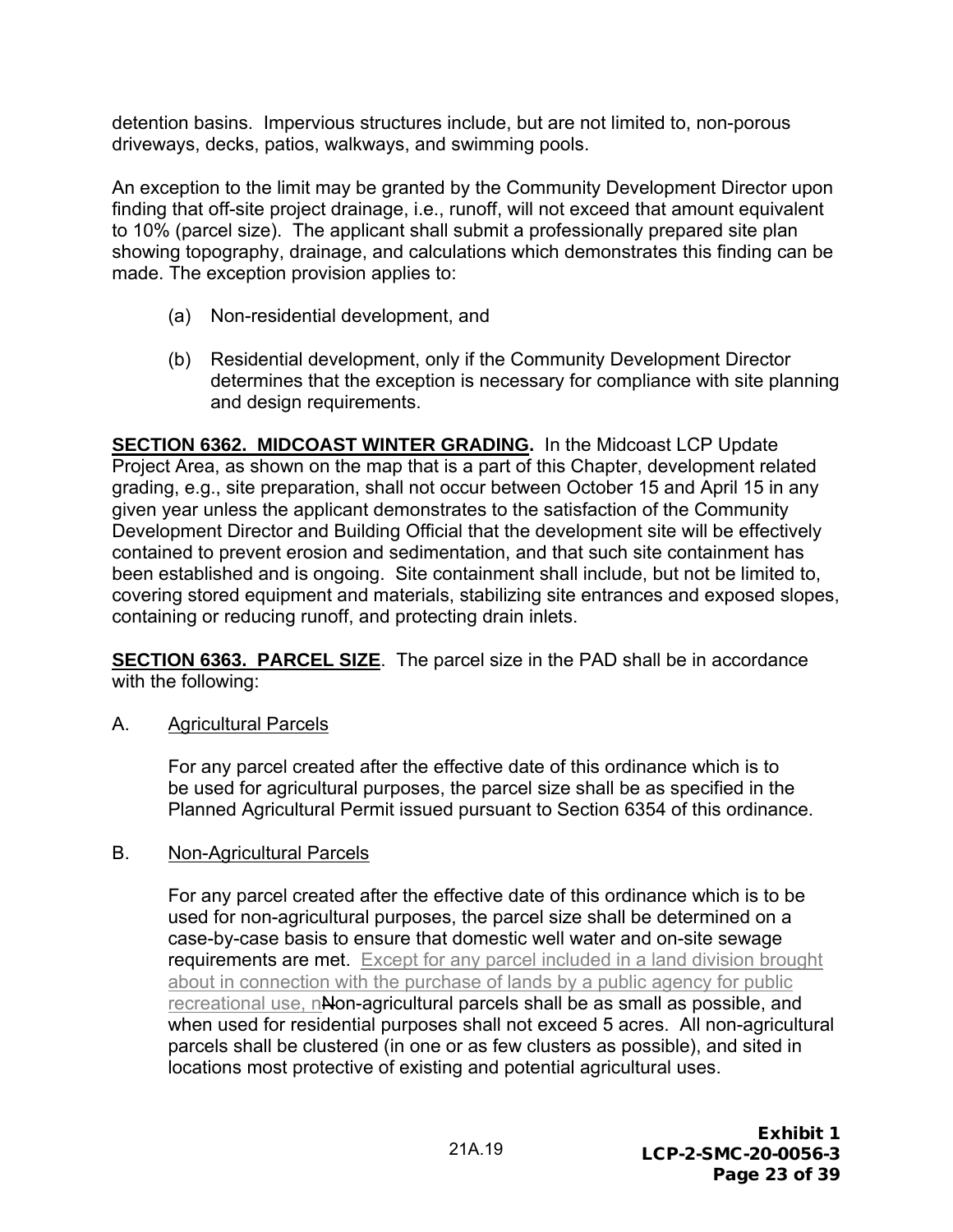detention basins. Impervious structures include, but are not limited to, non-porous driveways, decks, patios, walkways, and swimming pools.

An exception to the limit may be granted by the Community Development Director upon finding that off-site project drainage, i.e., runoff, will not exceed that amount equivalent to 10% (parcel size). The applicant shall submit a professionally prepared site plan showing topography, drainage, and calculations which demonstrates this finding can be made. The exception provision applies to:

(a) Non-residential development, and

(b) Residential development, only if the Community Development Director determines that the exception is necessary for compliance with site planning and design requirements.

**SECTION 6362. MIDCOAST WINTER GRADING.** In the Midcoast LCP Update Project Area, as shown on the map that is a part of this Chapter, development related grading, e.g., site preparation, shall not occur between October 15 and April 15 in any given year unless the applicant demonstrates to the satisfaction of the Community Development Director and Building Official that the development site will be effectively contained to prevent erosion and sedimentation, and that such site containment has been established and is ongoing. Site containment shall include, but not be limited to, covering stored equipment and materials, stabilizing site entrances and exposed slopes, containing or reducing runoff, and protecting drain inlets.

**SECTION 6363. PARCEL SIZE**. The parcel size in the PAD shall be in accordance with the following:

A. Agricultural Parcels

For any parcel created after the effective date of this ordinance which is to be used for agricultural purposes, the parcel size shall be as specified in the Planned Agricultural Permit issued pursuant to Section 6354 of this ordinance.

B. Non-Agricultural Parcels

For any parcel created after the effective date of this ordinance which is to be used for non-agricultural purposes, the parcel size shall be determined on a case-by-case basis to ensure that domestic well water and on-site sewage requirements are met. Except for any parcel included in a land division brought about in connection with the purchase of lands by a public agency for public recreational use, n~~N~~on-agricultural parcels shall be as small as possible, and when used for residential purposes shall not exceed 5 acres. All non-agricultural parcels shall be clustered (in one or as few clusters as possible), and sited in locations most protective of existing and potential agricultural uses.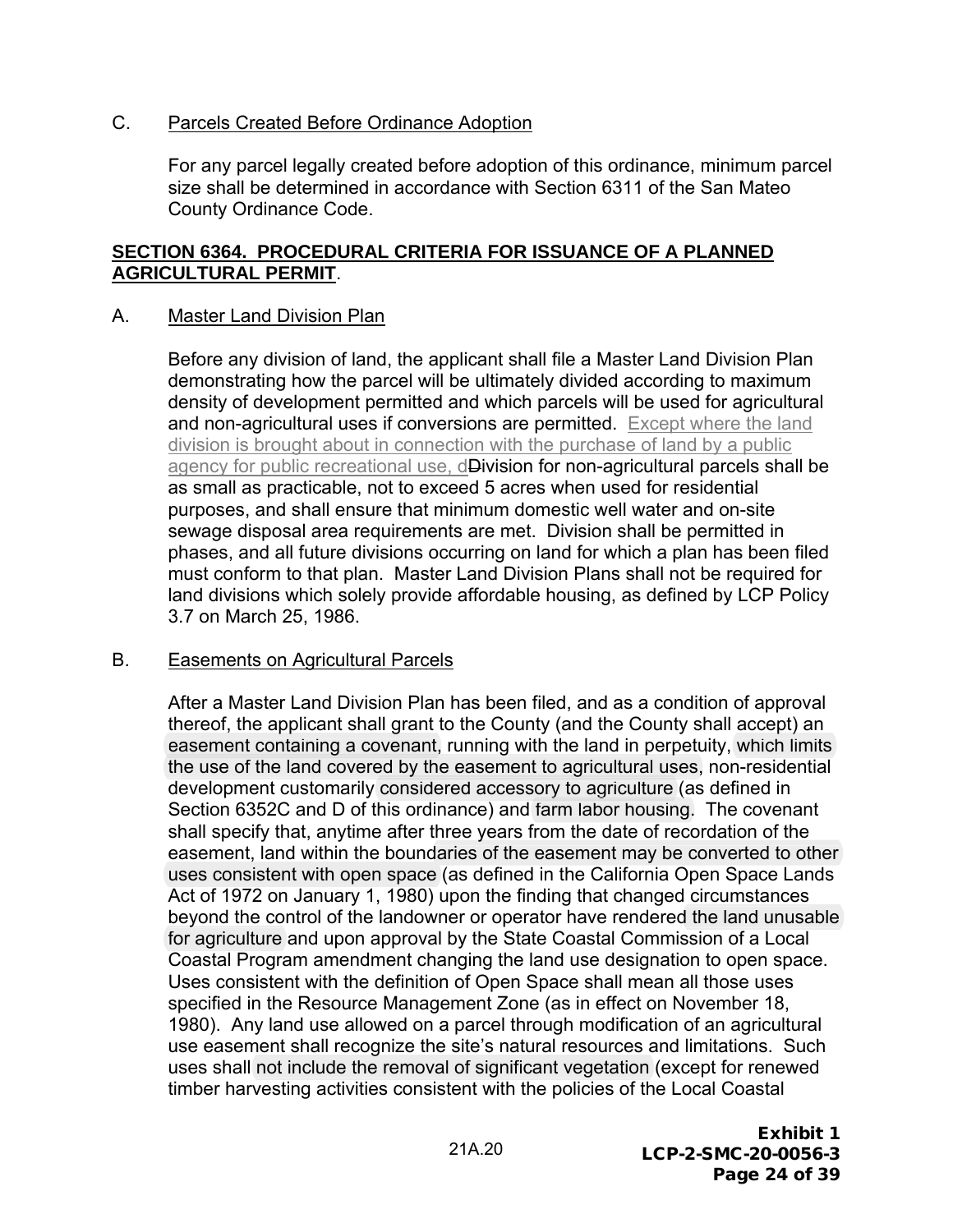C. Parcels Created Before Ordinance Adoption

For any parcel legally created before adoption of this ordinance, minimum parcel size shall be determined in accordance with Section 6311 of the San Mateo County Ordinance Code.

**SECTION 6364. PROCEDURAL CRITERIA FOR ISSUANCE OF A PLANNED AGRICULTURAL PERMIT**.

A. Master Land Division Plan

Before any division of land, the applicant shall file a Master Land Division Plan demonstrating how the parcel will be ultimately divided according to maximum density of development permitted and which parcels will be used for agricultural and non-agricultural uses if conversions are permitted. Except where the land division is brought about in connection with the purchase of land by a public agency for public recreational use, dDivision for non-agricultural parcels shall be as small as practicable, not to exceed 5 acres when used for residential purposes, and shall ensure that minimum domestic well water and on-site sewage disposal area requirements are met. Division shall be permitted in phases, and all future divisions occurring on land for which a plan has been filed must conform to that plan. Master Land Division Plans shall not be required for land divisions which solely provide affordable housing, as defined by LCP Policy 3.7 on March 25, 1986.

B. Easements on Agricultural Parcels

After a Master Land Division Plan has been filed, and as a condition of approval thereof, the applicant shall grant to the County (and the County shall accept) an easement containing a covenant, running with the land in perpetuity, which limits the use of the land covered by the easement to agricultural uses, non-residential development customarily considered accessory to agriculture (as defined in Section 6352C and D of this ordinance) and farm labor housing. The covenant shall specify that, anytime after three years from the date of recordation of the easement, land within the boundaries of the easement may be converted to other uses consistent with open space (as defined in the California Open Space Lands Act of 1972 on January 1, 1980) upon the finding that changed circumstances beyond the control of the landowner or operator have rendered the land unusable for agriculture and upon approval by the State Coastal Commission of a Local Coastal Program amendment changing the land use designation to open space. Uses consistent with the definition of Open Space shall mean all those uses specified in the Resource Management Zone (as in effect on November 18, 1980). Any land use allowed on a parcel through modification of an agricultural use easement shall recognize the site's natural resources and limitations. Such uses shall not include the removal of significant vegetation (except for renewed timber harvesting activities consistent with the policies of the Local Coastal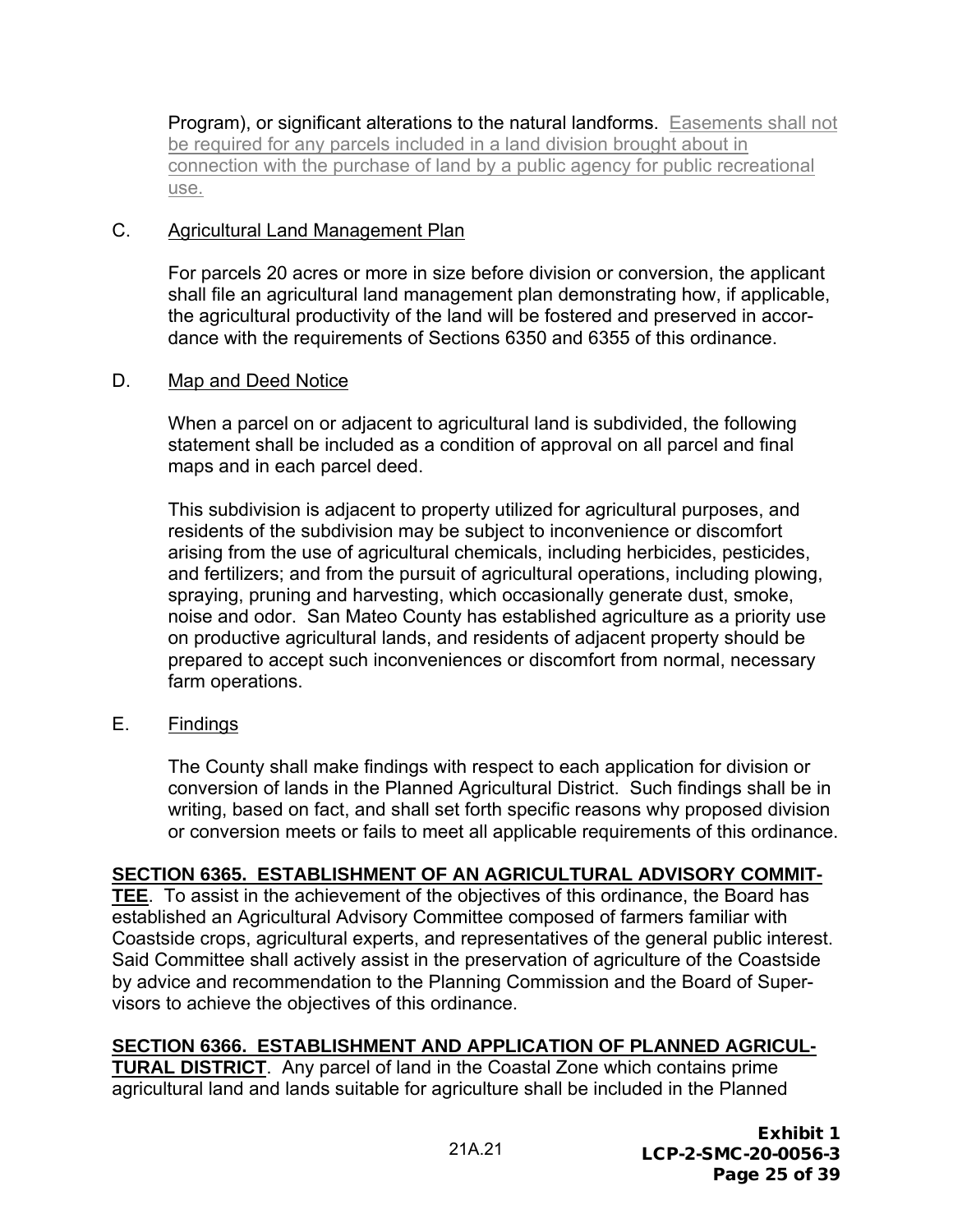Program), or significant alterations to the natural landforms. Easements shall not be required for any parcels included in a land division brought about in connection with the purchase of land by a public agency for public recreational use.

C. Agricultural Land Management Plan

For parcels 20 acres or more in size before division or conversion, the applicant shall file an agricultural land management plan demonstrating how, if applicable, the agricultural productivity of the land will be fostered and preserved in accordance with the requirements of Sections 6350 and 6355 of this ordinance.

D. Map and Deed Notice

When a parcel on or adjacent to agricultural land is subdivided, the following statement shall be included as a condition of approval on all parcel and final maps and in each parcel deed.

This subdivision is adjacent to property utilized for agricultural purposes, and residents of the subdivision may be subject to inconvenience or discomfort arising from the use of agricultural chemicals, including herbicides, pesticides, and fertilizers; and from the pursuit of agricultural operations, including plowing, spraying, pruning and harvesting, which occasionally generate dust, smoke, noise and odor. San Mateo County has established agriculture as a priority use on productive agricultural lands, and residents of adjacent property should be prepared to accept such inconveniences or discomfort from normal, necessary farm operations.

E. Findings

The County shall make findings with respect to each application for division or conversion of lands in the Planned Agricultural District. Such findings shall be in writing, based on fact, and shall set forth specific reasons why proposed division or conversion meets or fails to meet all applicable requirements of this ordinance.

**SECTION 6365. ESTABLISHMENT OF AN AGRICULTURAL ADVISORY COMMITTEE**. To assist in the achievement of the objectives of this ordinance, the Board has established an Agricultural Advisory Committee composed of farmers familiar with Coastside crops, agricultural experts, and representatives of the general public interest. Said Committee shall actively assist in the preservation of agriculture of the Coastside by advice and recommendation to the Planning Commission and the Board of Supervisors to achieve the objectives of this ordinance.

**SECTION 6366. ESTABLISHMENT AND APPLICATION OF PLANNED AGRICULTURAL DISTRICT**. Any parcel of land in the Coastal Zone which contains prime agricultural land and lands suitable for agriculture shall be included in the Planned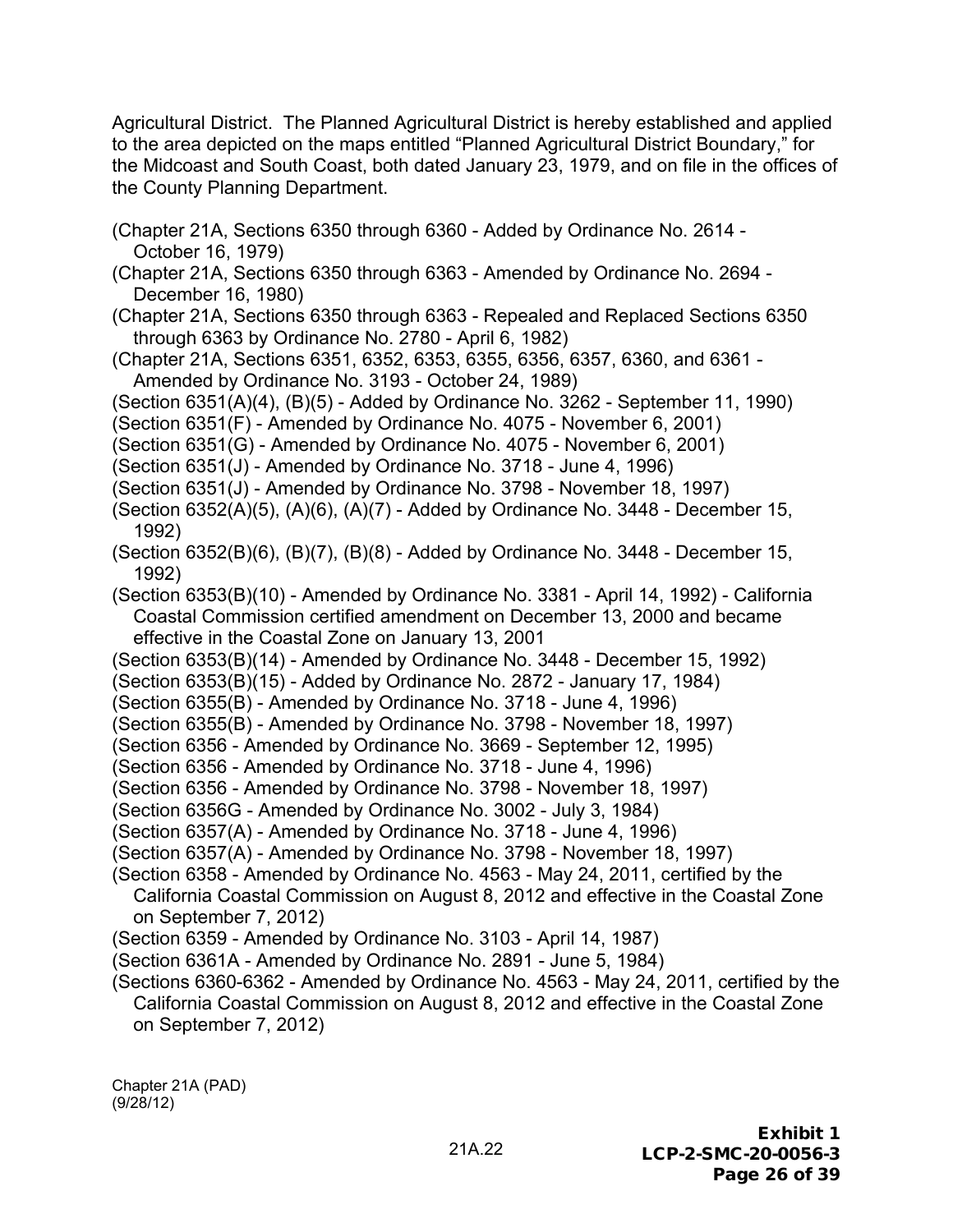Agricultural District. The Planned Agricultural District is hereby established and applied to the area depicted on the maps entitled "Planned Agricultural District Boundary," for the Midcoast and South Coast, both dated January 23, 1979, and on file in the offices of the County Planning Department.

(Chapter 21A, Sections 6350 through 6360 - Added by Ordinance No. 2614 - October 16, 1979)
(Chapter 21A, Sections 6350 through 6363 - Amended by Ordinance No. 2694 - December 16, 1980)
(Chapter 21A, Sections 6350 through 6363 - Repealed and Replaced Sections 6350 through 6363 by Ordinance No. 2780 - April 6, 1982)
(Chapter 21A, Sections 6351, 6352, 6353, 6355, 6356, 6357, 6360, and 6361 - Amended by Ordinance No. 3193 - October 24, 1989)
(Section 6351(A)(4), (B)(5) - Added by Ordinance No. 3262 - September 11, 1990)
(Section 6351(F) - Amended by Ordinance No. 4075 - November 6, 2001)
(Section 6351(G) - Amended by Ordinance No. 4075 - November 6, 2001)
(Section 6351(J) - Amended by Ordinance No. 3718 - June 4, 1996)
(Section 6351(J) - Amended by Ordinance No. 3798 - November 18, 1997)
(Section 6352(A)(5), (A)(6), (A)(7) - Added by Ordinance No. 3448 - December 15, 1992)
(Section 6352(B)(6), (B)(7), (B)(8) - Added by Ordinance No. 3448 - December 15, 1992)
(Section 6353(B)(10) - Amended by Ordinance No. 3381 - April 14, 1992) - California Coastal Commission certified amendment on December 13, 2000 and became effective in the Coastal Zone on January 13, 2001
(Section 6353(B)(14) - Amended by Ordinance No. 3448 - December 15, 1992)
(Section 6353(B)(15) - Added by Ordinance No. 2872 - January 17, 1984)
(Section 6355(B) - Amended by Ordinance No. 3718 - June 4, 1996)
(Section 6355(B) - Amended by Ordinance No. 3798 - November 18, 1997)
(Section 6356 - Amended by Ordinance No. 3669 - September 12, 1995)
(Section 6356 - Amended by Ordinance No. 3718 - June 4, 1996)
(Section 6356 - Amended by Ordinance No. 3798 - November 18, 1997)
(Section 6356G - Amended by Ordinance No. 3002 - July 3, 1984)
(Section 6357(A) - Amended by Ordinance No. 3718 - June 4, 1996)
(Section 6357(A) - Amended by Ordinance No. 3798 - November 18, 1997)
(Section 6358 - Amended by Ordinance No. 4563 - May 24, 2011, certified by the California Coastal Commission on August 8, 2012 and effective in the Coastal Zone on September 7, 2012)
(Section 6359 - Amended by Ordinance No. 3103 - April 14, 1987)
(Section 6361A - Amended by Ordinance No. 2891 - June 5, 1984)
(Sections 6360-6362 - Amended by Ordinance No. 4563 - May 24, 2011, certified by the California Coastal Commission on August 8, 2012 and effective in the Coastal Zone on September 7, 2012)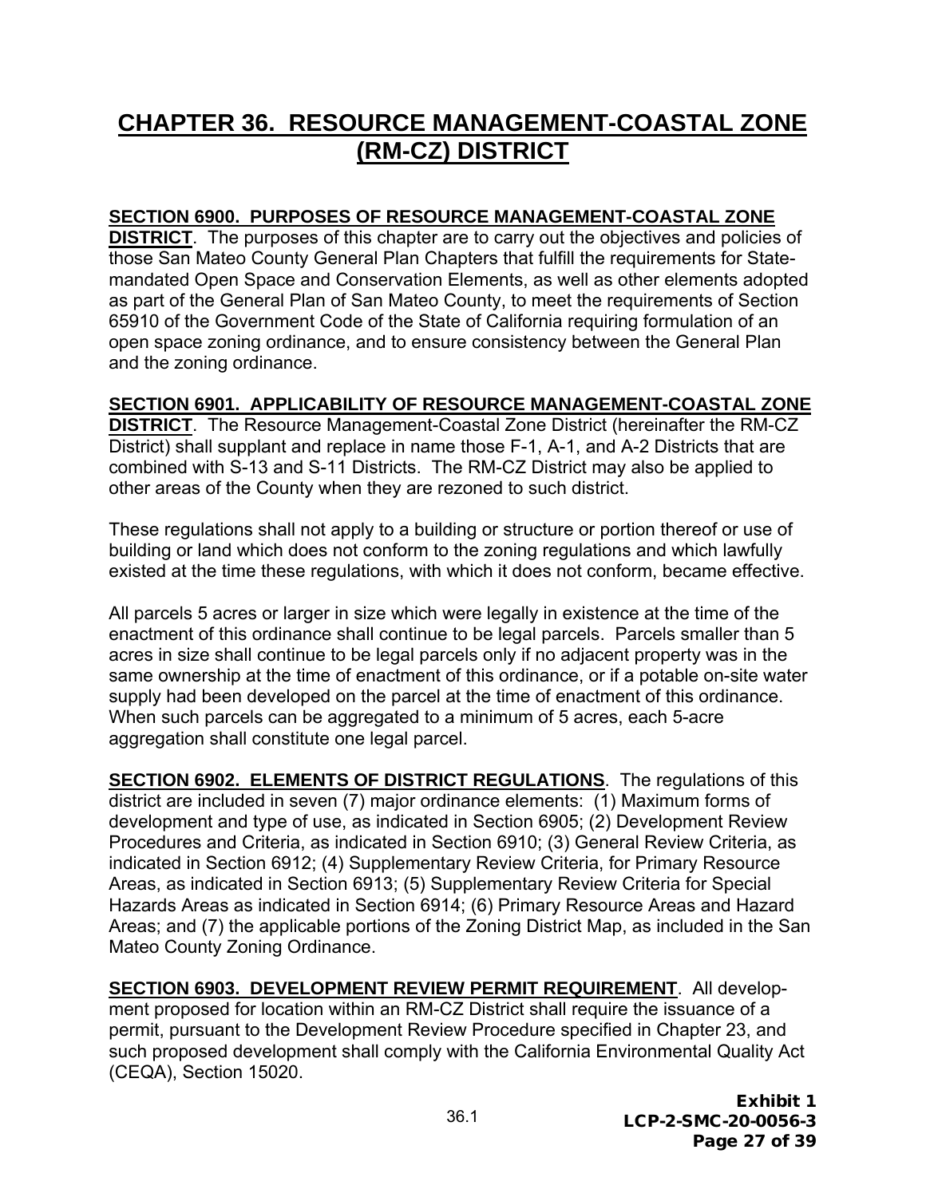# CHAPTER 36. RESOURCE MANAGEMENT-COASTAL ZONE (RM-CZ) DISTRICT

**SECTION 6900. PURPOSES OF RESOURCE MANAGEMENT-COASTAL ZONE DISTRICT**. The purposes of this chapter are to carry out the objectives and policies of those San Mateo County General Plan Chapters that fulfill the requirements for State-mandated Open Space and Conservation Elements, as well as other elements adopted as part of the General Plan of San Mateo County, to meet the requirements of Section 65910 of the Government Code of the State of California requiring formulation of an open space zoning ordinance, and to ensure consistency between the General Plan and the zoning ordinance.

**SECTION 6901. APPLICABILITY OF RESOURCE MANAGEMENT-COASTAL ZONE DISTRICT**. The Resource Management-Coastal Zone District (hereinafter the RM-CZ District) shall supplant and replace in name those F-1, A-1, and A-2 Districts that are combined with S-13 and S-11 Districts. The RM-CZ District may also be applied to other areas of the County when they are rezoned to such district.

These regulations shall not apply to a building or structure or portion thereof or use of building or land which does not conform to the zoning regulations and which lawfully existed at the time these regulations, with which it does not conform, became effective.

All parcels 5 acres or larger in size which were legally in existence at the time of the enactment of this ordinance shall continue to be legal parcels. Parcels smaller than 5 acres in size shall continue to be legal parcels only if no adjacent property was in the same ownership at the time of enactment of this ordinance, or if a potable on-site water supply had been developed on the parcel at the time of enactment of this ordinance. When such parcels can be aggregated to a minimum of 5 acres, each 5-acre aggregation shall constitute one legal parcel.

**SECTION 6902. ELEMENTS OF DISTRICT REGULATIONS**. The regulations of this district are included in seven (7) major ordinance elements: (1) Maximum forms of development and type of use, as indicated in Section 6905; (2) Development Review Procedures and Criteria, as indicated in Section 6910; (3) General Review Criteria, as indicated in Section 6912; (4) Supplementary Review Criteria, for Primary Resource Areas, as indicated in Section 6913; (5) Supplementary Review Criteria for Special Hazards Areas as indicated in Section 6914; (6) Primary Resource Areas and Hazard Areas; and (7) the applicable portions of the Zoning District Map, as included in the San Mateo County Zoning Ordinance.

**SECTION 6903. DEVELOPMENT REVIEW PERMIT REQUIREMENT**. All development proposed for location within an RM-CZ District shall require the issuance of a permit, pursuant to the Development Review Procedure specified in Chapter 23, and such proposed development shall comply with the California Environmental Quality Act (CEQA), Section 15020.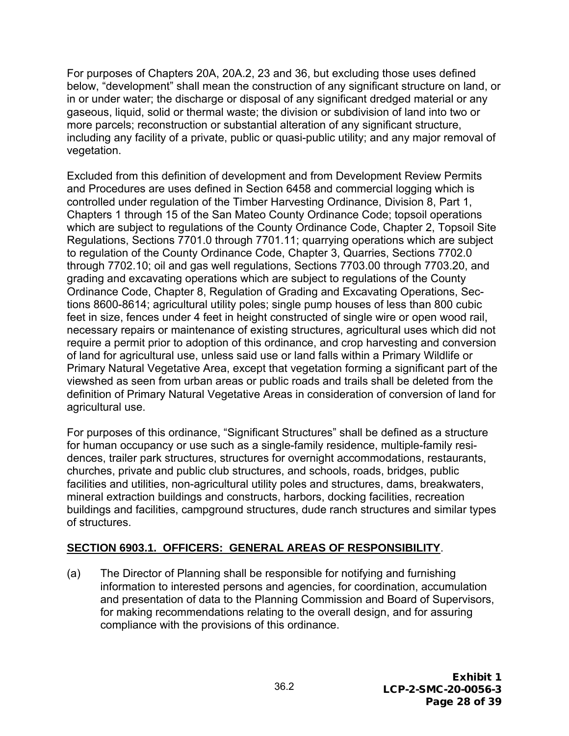For purposes of Chapters 20A, 20A.2, 23 and 36, but excluding those uses defined below, "development" shall mean the construction of any significant structure on land, or in or under water; the discharge or disposal of any significant dredged material or any gaseous, liquid, solid or thermal waste; the division or subdivision of land into two or more parcels; reconstruction or substantial alteration of any significant structure, including any facility of a private, public or quasi-public utility; and any major removal of vegetation.

Excluded from this definition of development and from Development Review Permits and Procedures are uses defined in Section 6458 and commercial logging which is controlled under regulation of the Timber Harvesting Ordinance, Division 8, Part 1, Chapters 1 through 15 of the San Mateo County Ordinance Code; topsoil operations which are subject to regulations of the County Ordinance Code, Chapter 2, Topsoil Site Regulations, Sections 7701.0 through 7701.11; quarrying operations which are subject to regulation of the County Ordinance Code, Chapter 3, Quarries, Sections 7702.0 through 7702.10; oil and gas well regulations, Sections 7703.00 through 7703.20, and grading and excavating operations which are subject to regulations of the County Ordinance Code, Chapter 8, Regulation of Grading and Excavating Operations, Sections 8600-8614; agricultural utility poles; single pump houses of less than 800 cubic feet in size, fences under 4 feet in height constructed of single wire or open wood rail, necessary repairs or maintenance of existing structures, agricultural uses which did not require a permit prior to adoption of this ordinance, and crop harvesting and conversion of land for agricultural use, unless said use or land falls within a Primary Wildlife or Primary Natural Vegetative Area, except that vegetation forming a significant part of the viewshed as seen from urban areas or public roads and trails shall be deleted from the definition of Primary Natural Vegetative Areas in consideration of conversion of land for agricultural use.

For purposes of this ordinance, "Significant Structures" shall be defined as a structure for human occupancy or use such as a single-family residence, multiple-family residences, trailer park structures, structures for overnight accommodations, restaurants, churches, private and public club structures, and schools, roads, bridges, public facilities and utilities, non-agricultural utility poles and structures, dams, breakwaters, mineral extraction buildings and constructs, harbors, docking facilities, recreation buildings and facilities, campground structures, dude ranch structures and similar types of structures.

**SECTION 6903.1. OFFICERS: GENERAL AREAS OF RESPONSIBILITY**.

(a) The Director of Planning shall be responsible for notifying and furnishing information to interested persons and agencies, for coordination, accumulation and presentation of data to the Planning Commission and Board of Supervisors, for making recommendations relating to the overall design, and for assuring compliance with the provisions of this ordinance.

**Exhibit 1**
**LCP-2-SMC-20-0056-3**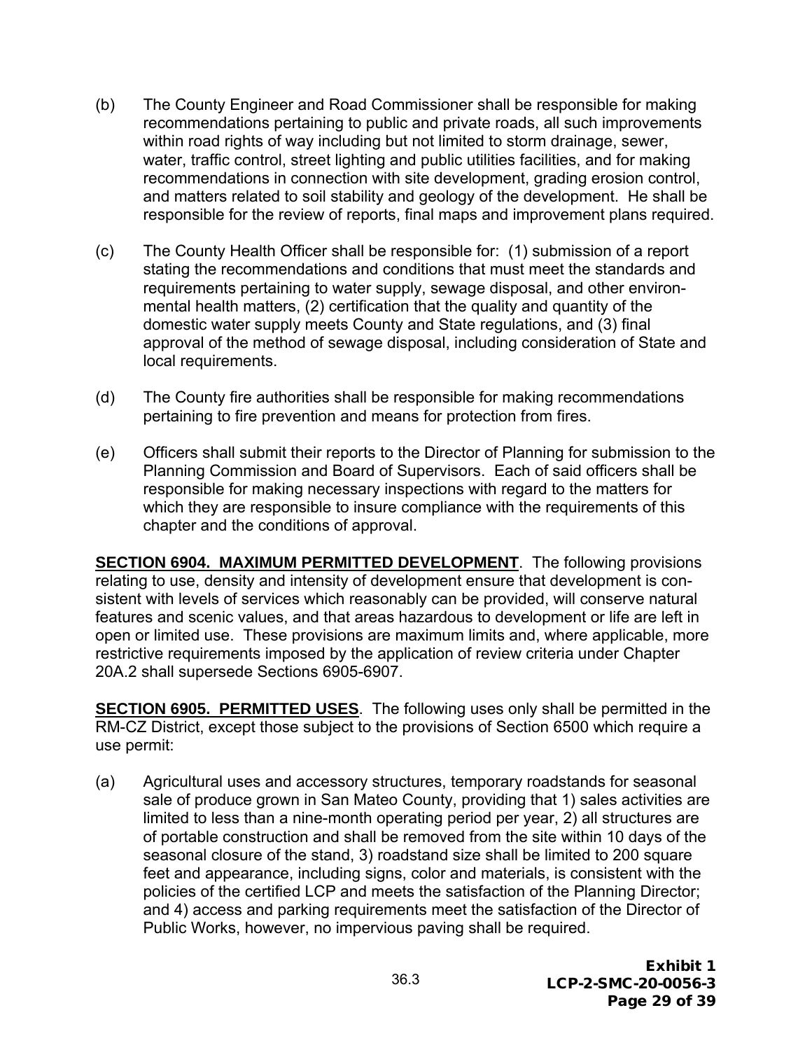(b) The County Engineer and Road Commissioner shall be responsible for making recommendations pertaining to public and private roads, all such improvements within road rights of way including but not limited to storm drainage, sewer, water, traffic control, street lighting and public utilities facilities, and for making recommendations in connection with site development, grading erosion control, and matters related to soil stability and geology of the development. He shall be responsible for the review of reports, final maps and improvement plans required.

(c) The County Health Officer shall be responsible for: (1) submission of a report stating the recommendations and conditions that must meet the standards and requirements pertaining to water supply, sewage disposal, and other environmental health matters, (2) certification that the quality and quantity of the domestic water supply meets County and State regulations, and (3) final approval of the method of sewage disposal, including consideration of State and local requirements.

(d) The County fire authorities shall be responsible for making recommendations pertaining to fire prevention and means for protection from fires.

(e) Officers shall submit their reports to the Director of Planning for submission to the Planning Commission and Board of Supervisors. Each of said officers shall be responsible for making necessary inspections with regard to the matters for which they are responsible to insure compliance with the requirements of this chapter and the conditions of approval.

**SECTION 6904. MAXIMUM PERMITTED DEVELOPMENT**. The following provisions relating to use, density and intensity of development ensure that development is consistent with levels of services which reasonably can be provided, will conserve natural features and scenic values, and that areas hazardous to development or life are left in open or limited use. These provisions are maximum limits and, where applicable, more restrictive requirements imposed by the application of review criteria under Chapter 20A.2 shall supersede Sections 6905-6907.

**SECTION 6905. PERMITTED USES**. The following uses only shall be permitted in the RM-CZ District, except those subject to the provisions of Section 6500 which require a use permit:

(a) Agricultural uses and accessory structures, temporary roadstands for seasonal sale of produce grown in San Mateo County, providing that 1) sales activities are limited to less than a nine-month operating period per year, 2) all structures are of portable construction and shall be removed from the site within 10 days of the seasonal closure of the stand, 3) roadstand size shall be limited to 200 square feet and appearance, including signs, color and materials, is consistent with the policies of the certified LCP and meets the satisfaction of the Planning Director; and 4) access and parking requirements meet the satisfaction of the Director of Public Works, however, no impervious paving shall be required.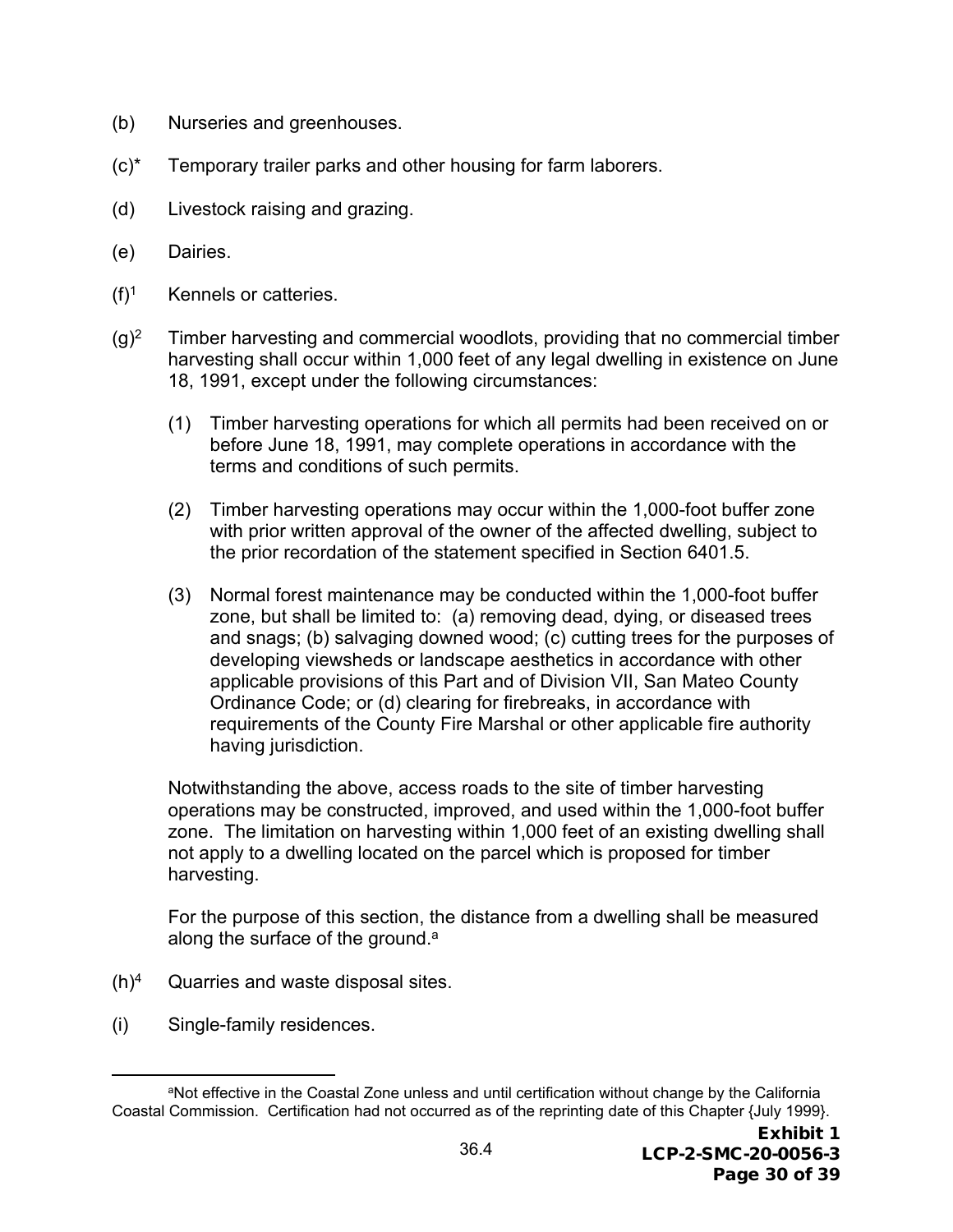(b) Nurseries and greenhouses.

(c)* Temporary trailer parks and other housing for farm laborers.

(d) Livestock raising and grazing.

(e) Dairies.

(f)[1] Kennels or catteries.

(g)[2] Timber harvesting and commercial woodlots, providing that no commercial timber harvesting shall occur within 1,000 feet of any legal dwelling in existence on June 18, 1991, except under the following circumstances:

(1) Timber harvesting operations for which all permits had been received on or before June 18, 1991, may complete operations in accordance with the terms and conditions of such permits.

(2) Timber harvesting operations may occur within the 1,000-foot buffer zone with prior written approval of the owner of the affected dwelling, subject to the prior recordation of the statement specified in Section 6401.5.

(3) Normal forest maintenance may be conducted within the 1,000-foot buffer zone, but shall be limited to: (a) removing dead, dying, or diseased trees and snags; (b) salvaging downed wood; (c) cutting trees for the purposes of developing viewsheds or landscape aesthetics in accordance with other applicable provisions of this Part and of Division VII, San Mateo County Ordinance Code; or (d) clearing for firebreaks, in accordance with requirements of the County Fire Marshal or other applicable fire authority having jurisdiction.

Notwithstanding the above, access roads to the site of timber harvesting operations may be constructed, improved, and used within the 1,000-foot buffer zone. The limitation on harvesting within 1,000 feet of an existing dwelling shall not apply to a dwelling located on the parcel which is proposed for timber harvesting.

For the purpose of this section, the distance from a dwelling shall be measured along the surface of the ground.[a]

(h)[4] Quarries and waste disposal sites.

(i) Single-family residences.

---

[a]Not effective in the Coastal Zone unless and until certification without change by the California Coastal Commission. Certification had not occurred as of the reprinting date of this Chapter {July 1999}.

36.4

**Exhibit 1**
**LCP-2-SMC-20-0056-3**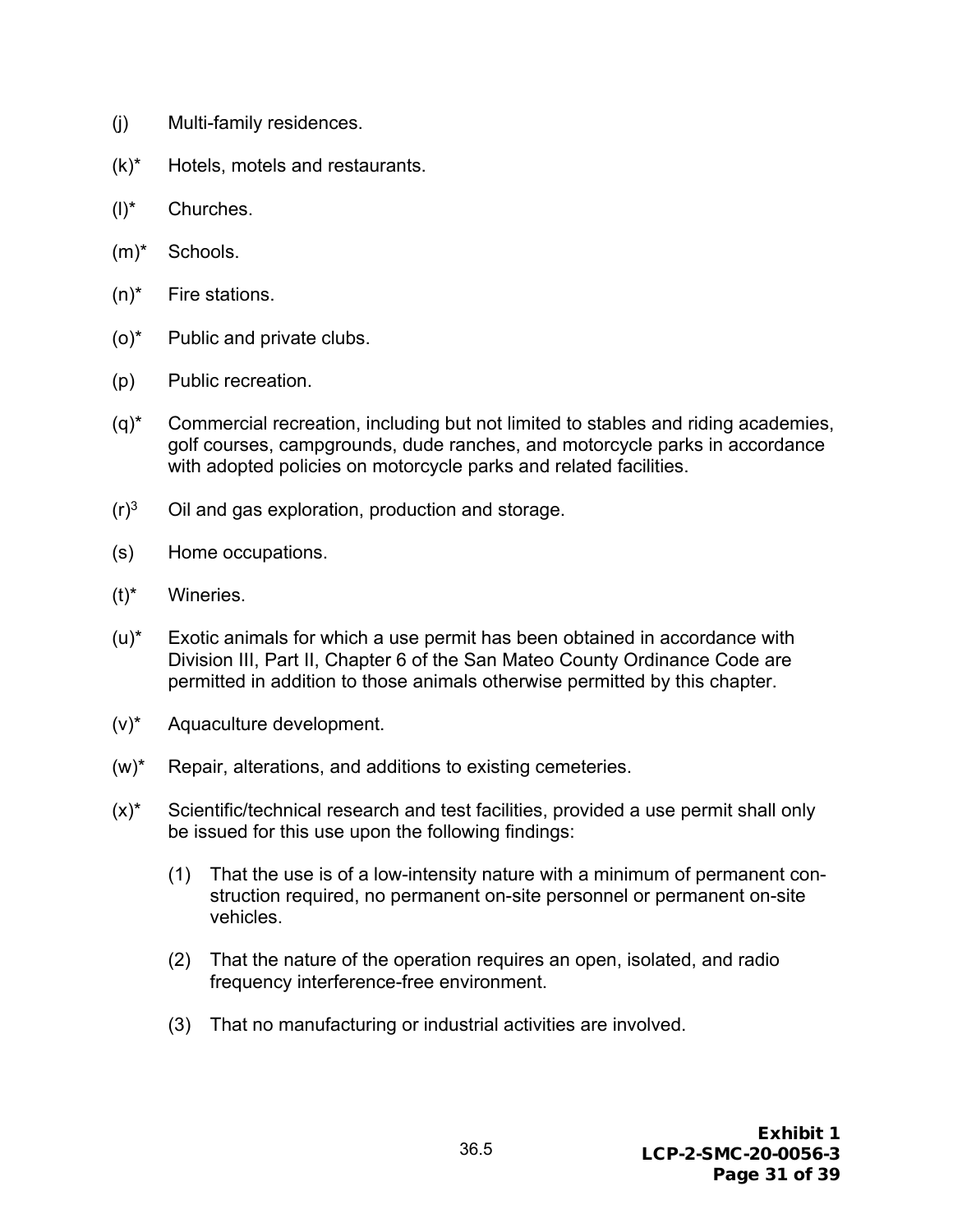(j) Multi-family residences.

(k)* Hotels, motels and restaurants.

(l)* Churches.

(m)* Schools.

(n)* Fire stations.

(o)* Public and private clubs.

(p) Public recreation.

(q)* Commercial recreation, including but not limited to stables and riding academies, golf courses, campgrounds, dude ranches, and motorcycle parks in accordance with adopted policies on motorcycle parks and related facilities.

(r)[3] Oil and gas exploration, production and storage.

(s) Home occupations.

(t)* Wineries.

(u)* Exotic animals for which a use permit has been obtained in accordance with Division III, Part II, Chapter 6 of the San Mateo County Ordinance Code are permitted in addition to those animals otherwise permitted by this chapter.

(v)* Aquaculture development.

(w)* Repair, alterations, and additions to existing cemeteries.

(x)* Scientific/technical research and test facilities, provided a use permit shall only be issued for this use upon the following findings:

  (1) That the use is of a low-intensity nature with a minimum of permanent construction required, no permanent on-site personnel or permanent on-site vehicles.

  (2) That the nature of the operation requires an open, isolated, and radio frequency interference-free environment.

  (3) That no manufacturing or industrial activities are involved.

36.5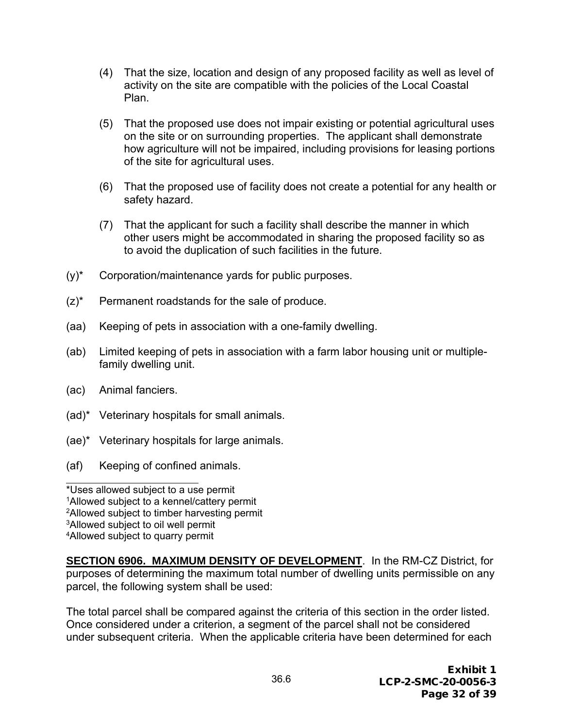(4) That the size, location and design of any proposed facility as well as level of activity on the site are compatible with the policies of the Local Coastal Plan.

(5) That the proposed use does not impair existing or potential agricultural uses on the site or on surrounding properties. The applicant shall demonstrate how agriculture will not be impaired, including provisions for leasing portions of the site for agricultural uses.

(6) That the proposed use of facility does not create a potential for any health or safety hazard.

(7) That the applicant for such a facility shall describe the manner in which other users might be accommodated in sharing the proposed facility so as to avoid the duplication of such facilities in the future.

(y)* Corporation/maintenance yards for public purposes.

(z)* Permanent roadstands for the sale of produce.

(aa) Keeping of pets in association with a one-family dwelling.

(ab) Limited keeping of pets in association with a farm labor housing unit or multiple-family dwelling unit.

(ac) Animal fanciers.

(ad)* Veterinary hospitals for small animals.

(ae)* Veterinary hospitals for large animals.

(af) Keeping of confined animals.

---

*Uses allowed subject to a use permit
[1]Allowed subject to a kennel/cattery permit
[2]Allowed subject to timber harvesting permit
[3]Allowed subject to oil well permit
[4]Allowed subject to quarry permit

**SECTION 6906. MAXIMUM DENSITY OF DEVELOPMENT**. In the RM-CZ District, for purposes of determining the maximum total number of dwelling units permissible on any parcel, the following system shall be used:

The total parcel shall be compared against the criteria of this section in the order listed. Once considered under a criterion, a segment of the parcel shall not be considered under subsequent criteria. When the applicable criteria have been determined for each

36.6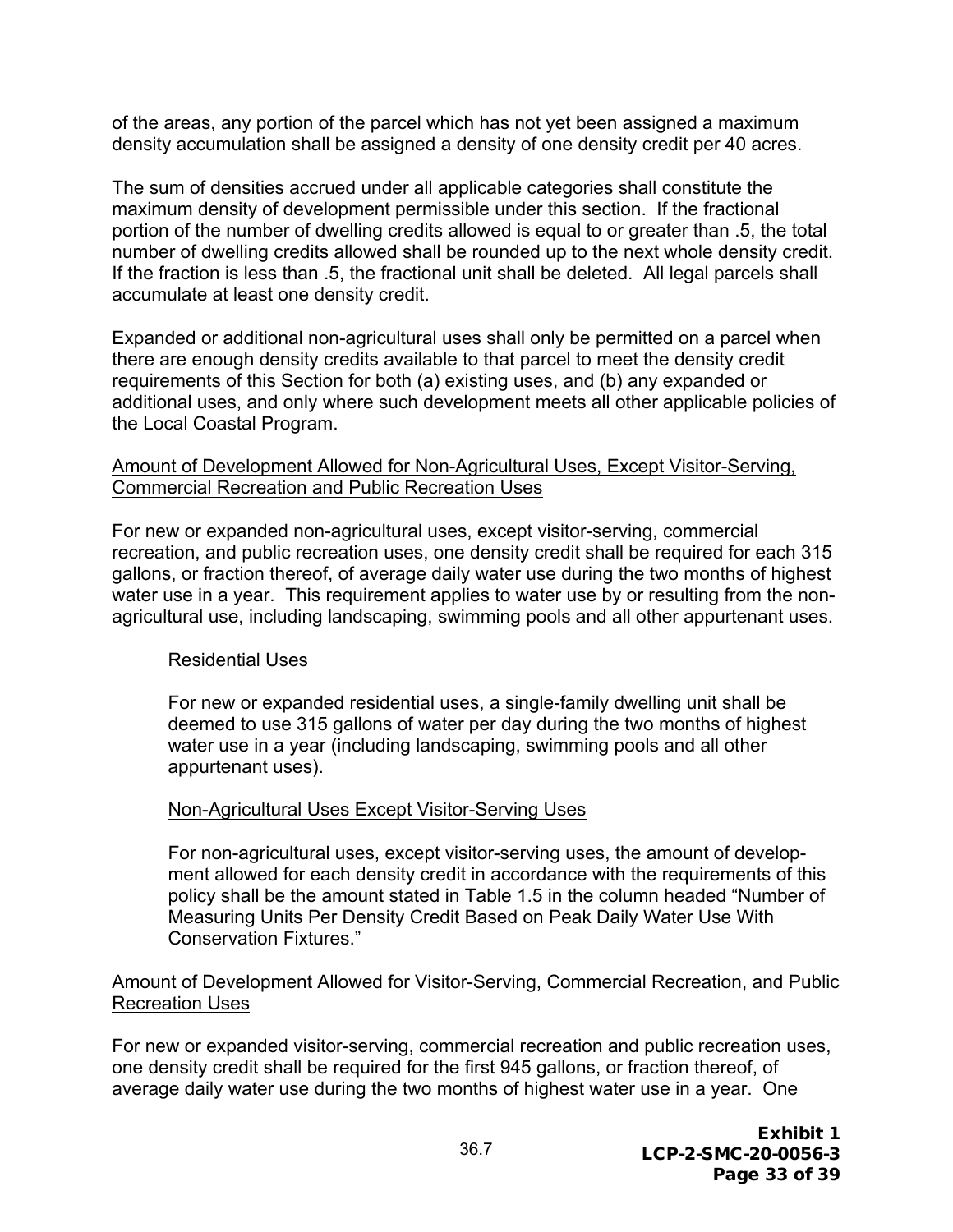of the areas, any portion of the parcel which has not yet been assigned a maximum density accumulation shall be assigned a density of one density credit per 40 acres.

The sum of densities accrued under all applicable categories shall constitute the maximum density of development permissible under this section. If the fractional portion of the number of dwelling credits allowed is equal to or greater than .5, the total number of dwelling credits allowed shall be rounded up to the next whole density credit. If the fraction is less than .5, the fractional unit shall be deleted. All legal parcels shall accumulate at least one density credit.

Expanded or additional non-agricultural uses shall only be permitted on a parcel when there are enough density credits available to that parcel to meet the density credit requirements of this Section for both (a) existing uses, and (b) any expanded or additional uses, and only where such development meets all other applicable policies of the Local Coastal Program.

<u>Amount of Development Allowed for Non-Agricultural Uses, Except Visitor-Serving, Commercial Recreation and Public Recreation Uses</u>

For new or expanded non-agricultural uses, except visitor-serving, commercial recreation, and public recreation uses, one density credit shall be required for each 315 gallons, or fraction thereof, of average daily water use during the two months of highest water use in a year. This requirement applies to water use by or resulting from the non-agricultural use, including landscaping, swimming pools and all other appurtenant uses.

<u>Residential Uses</u>

For new or expanded residential uses, a single-family dwelling unit shall be deemed to use 315 gallons of water per day during the two months of highest water use in a year (including landscaping, swimming pools and all other appurtenant uses).

<u>Non-Agricultural Uses Except Visitor-Serving Uses</u>

For non-agricultural uses, except visitor-serving uses, the amount of development allowed for each density credit in accordance with the requirements of this policy shall be the amount stated in Table 1.5 in the column headed "Number of Measuring Units Per Density Credit Based on Peak Daily Water Use With Conservation Fixtures."

<u>Amount of Development Allowed for Visitor-Serving, Commercial Recreation, and Public Recreation Uses</u>

For new or expanded visitor-serving, commercial recreation and public recreation uses, one density credit shall be required for the first 945 gallons, or fraction thereof, of average daily water use during the two months of highest water use in a year. One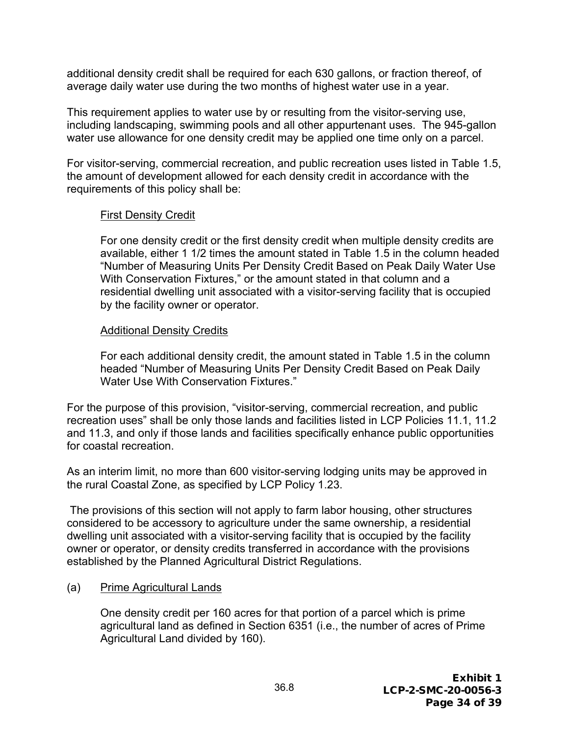additional density credit shall be required for each 630 gallons, or fraction thereof, of average daily water use during the two months of highest water use in a year.

This requirement applies to water use by or resulting from the visitor-serving use, including landscaping, swimming pools and all other appurtenant uses. The 945-gallon water use allowance for one density credit may be applied one time only on a parcel.

For visitor-serving, commercial recreation, and public recreation uses listed in Table 1.5, the amount of development allowed for each density credit in accordance with the requirements of this policy shall be:

First Density Credit

For one density credit or the first density credit when multiple density credits are available, either 1 1/2 times the amount stated in Table 1.5 in the column headed "Number of Measuring Units Per Density Credit Based on Peak Daily Water Use With Conservation Fixtures," or the amount stated in that column and a residential dwelling unit associated with a visitor-serving facility that is occupied by the facility owner or operator.

Additional Density Credits

For each additional density credit, the amount stated in Table 1.5 in the column headed "Number of Measuring Units Per Density Credit Based on Peak Daily Water Use With Conservation Fixtures."

For the purpose of this provision, "visitor-serving, commercial recreation, and public recreation uses" shall be only those lands and facilities listed in LCP Policies 11.1, 11.2 and 11.3, and only if those lands and facilities specifically enhance public opportunities for coastal recreation.

As an interim limit, no more than 600 visitor-serving lodging units may be approved in the rural Coastal Zone, as specified by LCP Policy 1.23.

The provisions of this section will not apply to farm labor housing, other structures considered to be accessory to agriculture under the same ownership, a residential dwelling unit associated with a visitor-serving facility that is occupied by the facility owner or operator, or density credits transferred in accordance with the provisions established by the Planned Agricultural District Regulations.

(a) Prime Agricultural Lands

One density credit per 160 acres for that portion of a parcel which is prime agricultural land as defined in Section 6351 (i.e., the number of acres of Prime Agricultural Land divided by 160).

36.8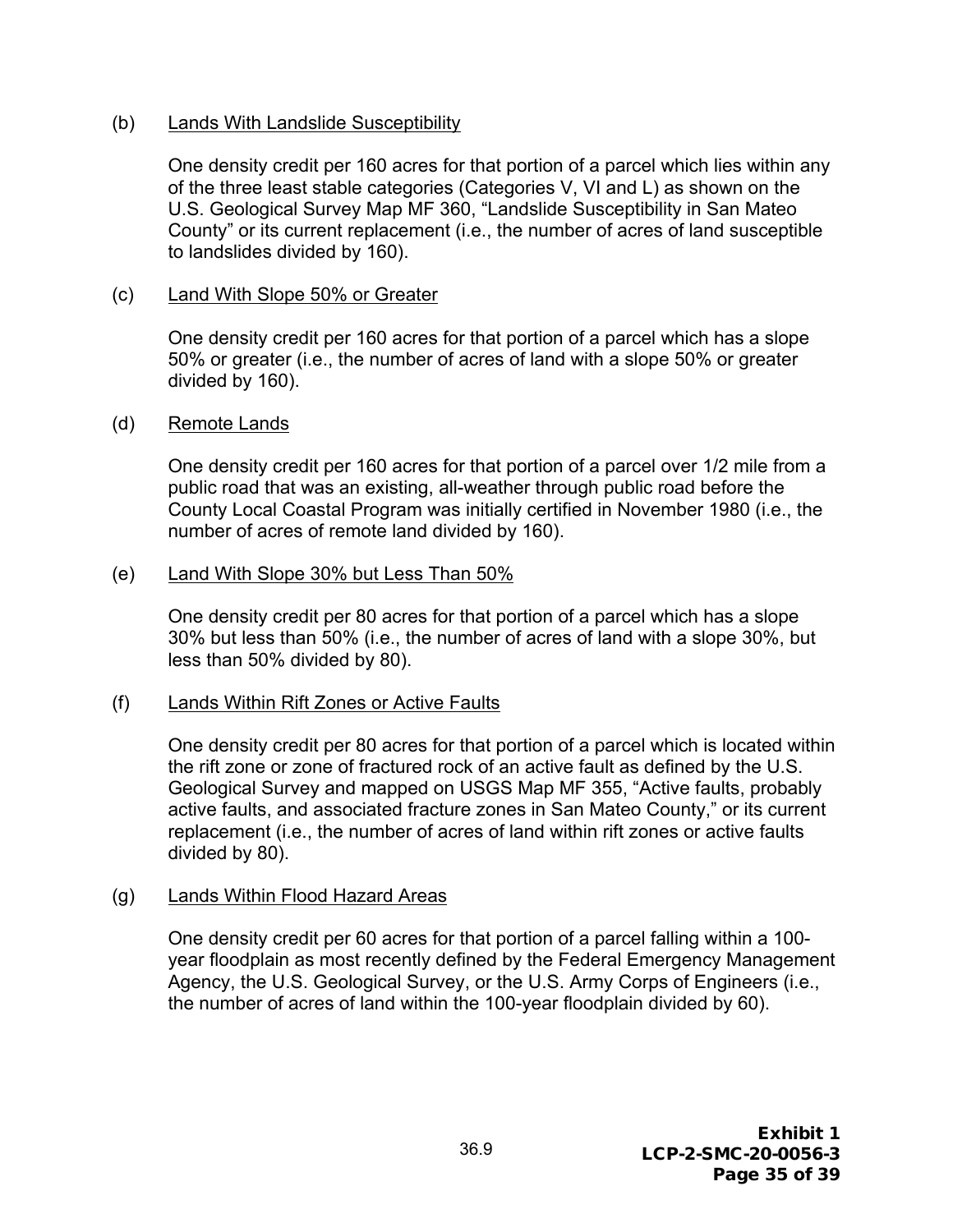(b) Lands With Landslide Susceptibility

One density credit per 160 acres for that portion of a parcel which lies within any of the three least stable categories (Categories V, VI and L) as shown on the U.S. Geological Survey Map MF 360, “Landslide Susceptibility in San Mateo County” or its current replacement (i.e., the number of acres of land susceptible to landslides divided by 160).

(c) Land With Slope 50% or Greater

One density credit per 160 acres for that portion of a parcel which has a slope 50% or greater (i.e., the number of acres of land with a slope 50% or greater divided by 160).

(d) Remote Lands

One density credit per 160 acres for that portion of a parcel over 1/2 mile from a public road that was an existing, all-weather through public road before the County Local Coastal Program was initially certified in November 1980 (i.e., the number of acres of remote land divided by 160).

(e) Land With Slope 30% but Less Than 50%

One density credit per 80 acres for that portion of a parcel which has a slope 30% but less than 50% (i.e., the number of acres of land with a slope 30%, but less than 50% divided by 80).

(f) Lands Within Rift Zones or Active Faults

One density credit per 80 acres for that portion of a parcel which is located within the rift zone or zone of fractured rock of an active fault as defined by the U.S. Geological Survey and mapped on USGS Map MF 355, “Active faults, probably active faults, and associated fracture zones in San Mateo County,” or its current replacement (i.e., the number of acres of land within rift zones or active faults divided by 80).

(g) Lands Within Flood Hazard Areas

One density credit per 60 acres for that portion of a parcel falling within a 100-year floodplain as most recently defined by the Federal Emergency Management Agency, the U.S. Geological Survey, or the U.S. Army Corps of Engineers (i.e., the number of acres of land within the 100-year floodplain divided by 60).

36.9

**Exhibit 1**
**LCP-2-SMC-20-0056-3**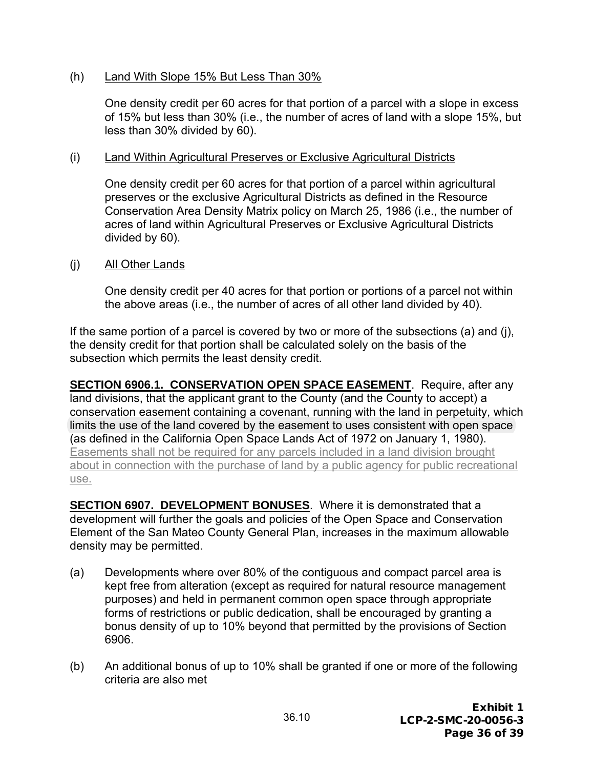(h) Land With Slope 15% But Less Than 30%

One density credit per 60 acres for that portion of a parcel with a slope in excess of 15% but less than 30% (i.e., the number of acres of land with a slope 15%, but less than 30% divided by 60).

(i) Land Within Agricultural Preserves or Exclusive Agricultural Districts

One density credit per 60 acres for that portion of a parcel within agricultural preserves or the exclusive Agricultural Districts as defined in the Resource Conservation Area Density Matrix policy on March 25, 1986 (i.e., the number of acres of land within Agricultural Preserves or Exclusive Agricultural Districts divided by 60).

(j) All Other Lands

One density credit per 40 acres for that portion or portions of a parcel not within the above areas (i.e., the number of acres of all other land divided by 40).

If the same portion of a parcel is covered by two or more of the subsections (a) and (j), the density credit for that portion shall be calculated solely on the basis of the subsection which permits the least density credit.

**SECTION 6906.1. CONSERVATION OPEN SPACE EASEMENT**. Require, after any land divisions, that the applicant grant to the County (and the County to accept) a conservation easement containing a covenant, running with the land in perpetuity, which limits the use of the land covered by the easement to uses consistent with open space (as defined in the California Open Space Lands Act of 1972 on January 1, 1980). Easements shall not be required for any parcels included in a land division brought about in connection with the purchase of land by a public agency for public recreational use.

**SECTION 6907. DEVELOPMENT BONUSES**. Where it is demonstrated that a development will further the goals and policies of the Open Space and Conservation Element of the San Mateo County General Plan, increases in the maximum allowable density may be permitted.

(a) Developments where over 80% of the contiguous and compact parcel area is kept free from alteration (except as required for natural resource management purposes) and held in permanent common open space through appropriate forms of restrictions or public dedication, shall be encouraged by granting a bonus density of up to 10% beyond that permitted by the provisions of Section 6906.

(b) An additional bonus of up to 10% shall be granted if one or more of the following criteria are also met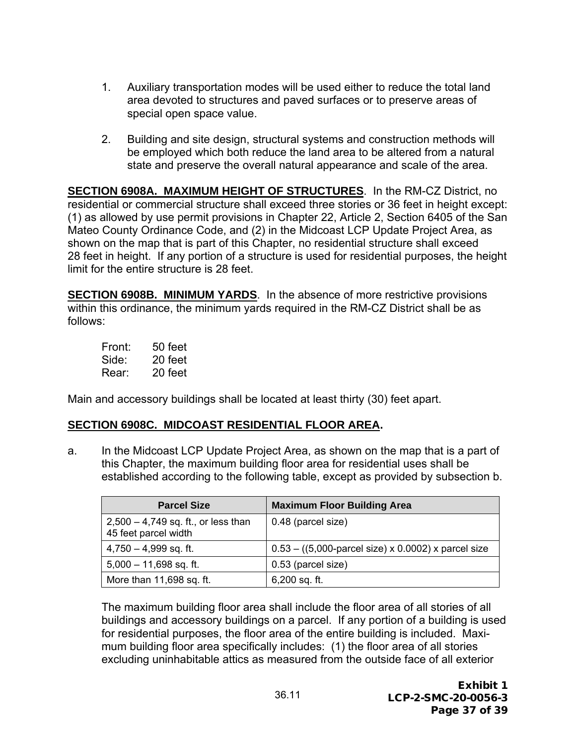1. Auxiliary transportation modes will be used either to reduce the total land area devoted to structures and paved surfaces or to preserve areas of special open space value.

2. Building and site design, structural systems and construction methods will be employed which both reduce the land area to be altered from a natural state and preserve the overall natural appearance and scale of the area.

**SECTION 6908A. MAXIMUM HEIGHT OF STRUCTURES**. In the RM-CZ District, no residential or commercial structure shall exceed three stories or 36 feet in height except: (1) as allowed by use permit provisions in Chapter 22, Article 2, Section 6405 of the San Mateo County Ordinance Code, and (2) in the Midcoast LCP Update Project Area, as shown on the map that is part of this Chapter, no residential structure shall exceed 28 feet in height. If any portion of a structure is used for residential purposes, the height limit for the entire structure is 28 feet.

**SECTION 6908B. MINIMUM YARDS**. In the absence of more restrictive provisions within this ordinance, the minimum yards required in the RM-CZ District shall be as follows:

Front: 50 feet
Side: 20 feet
Rear: 20 feet

Main and accessory buildings shall be located at least thirty (30) feet apart.

**SECTION 6908C. MIDCOAST RESIDENTIAL FLOOR AREA.**

a. In the Midcoast LCP Update Project Area, as shown on the map that is a part of this Chapter, the maximum building floor area for residential uses shall be established according to the following table, except as provided by subsection b.

| Parcel Size | Maximum Floor Building Area |
|---|---|
| 2,500 – 4,749 sq. ft., or less than 45 feet parcel width | 0.48 (parcel size) |
| 4,750 – 4,999 sq. ft. | 0.53 – ((5,000-parcel size) x 0.0002) x parcel size |
| 5,000 – 11,698 sq. ft. | 0.53 (parcel size) |
| More than 11,698 sq. ft. | 6,200 sq. ft. |

The maximum building floor area shall include the floor area of all stories of all buildings and accessory buildings on a parcel. If any portion of a building is used for residential purposes, the floor area of the entire building is included. Maximum building floor area specifically includes: (1) the floor area of all stories excluding uninhabitable attics as measured from the outside face of all exterior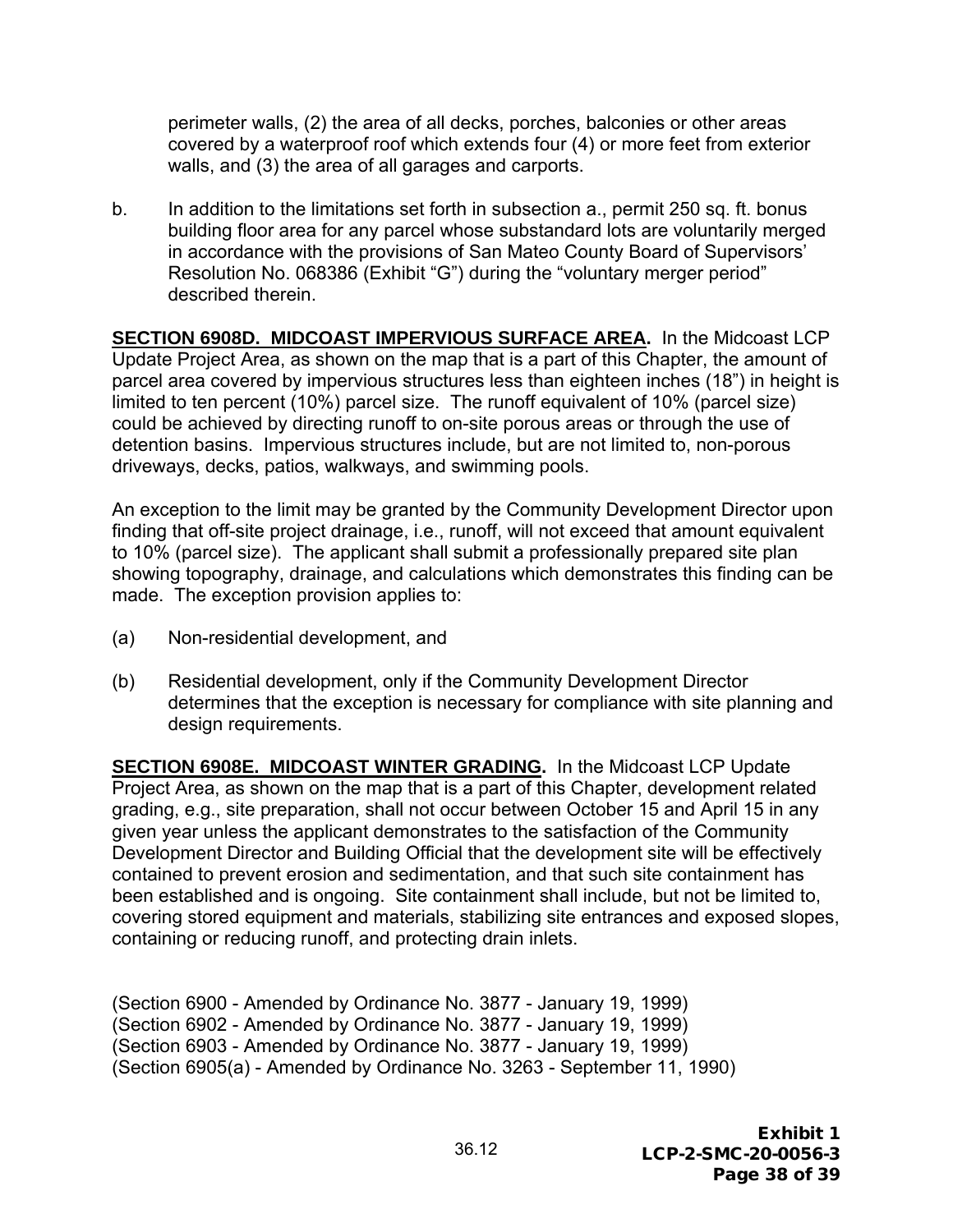perimeter walls, (2) the area of all decks, porches, balconies or other areas covered by a waterproof roof which extends four (4) or more feet from exterior walls, and (3) the area of all garages and carports.

b. In addition to the limitations set forth in subsection a., permit 250 sq. ft. bonus building floor area for any parcel whose substandard lots are voluntarily merged in accordance with the provisions of San Mateo County Board of Supervisors' Resolution No. 068386 (Exhibit "G") during the "voluntary merger period" described therein.

**SECTION 6908D. MIDCOAST IMPERVIOUS SURFACE AREA.** In the Midcoast LCP Update Project Area, as shown on the map that is a part of this Chapter, the amount of parcel area covered by impervious structures less than eighteen inches (18") in height is limited to ten percent (10%) parcel size. The runoff equivalent of 10% (parcel size) could be achieved by directing runoff to on-site porous areas or through the use of detention basins. Impervious structures include, but are not limited to, non-porous driveways, decks, patios, walkways, and swimming pools.

An exception to the limit may be granted by the Community Development Director upon finding that off-site project drainage, i.e., runoff, will not exceed that amount equivalent to 10% (parcel size). The applicant shall submit a professionally prepared site plan showing topography, drainage, and calculations which demonstrates this finding can be made. The exception provision applies to:

(a) Non-residential development, and

(b) Residential development, only if the Community Development Director determines that the exception is necessary for compliance with site planning and design requirements.

**SECTION 6908E. MIDCOAST WINTER GRADING.** In the Midcoast LCP Update Project Area, as shown on the map that is a part of this Chapter, development related grading, e.g., site preparation, shall not occur between October 15 and April 15 in any given year unless the applicant demonstrates to the satisfaction of the Community Development Director and Building Official that the development site will be effectively contained to prevent erosion and sedimentation, and that such site containment has been established and is ongoing. Site containment shall include, but not be limited to, covering stored equipment and materials, stabilizing site entrances and exposed slopes, containing or reducing runoff, and protecting drain inlets.

(Section 6900 - Amended by Ordinance No. 3877 - January 19, 1999)
(Section 6902 - Amended by Ordinance No. 3877 - January 19, 1999)
(Section 6903 - Amended by Ordinance No. 3877 - January 19, 1999)
(Section 6905(a) - Amended by Ordinance No. 3263 - September 11, 1990)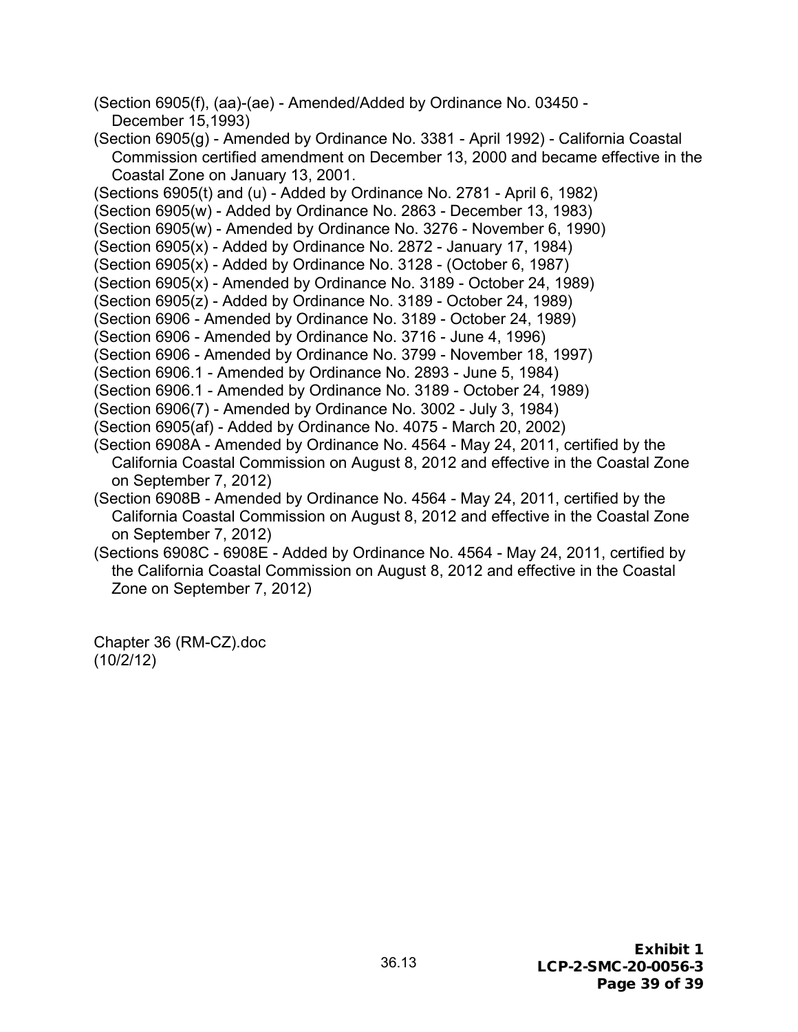(Section 6905(f), (aa)-(ae) - Amended/Added by Ordinance No. 03450 - December 15,1993)

(Section 6905(g) - Amended by Ordinance No. 3381 - April 1992) - California Coastal Commission certified amendment on December 13, 2000 and became effective in the Coastal Zone on January 13, 2001.

(Sections 6905(t) and (u) - Added by Ordinance No. 2781 - April 6, 1982)

(Section 6905(w) - Added by Ordinance No. 2863 - December 13, 1983)

(Section 6905(w) - Amended by Ordinance No. 3276 - November 6, 1990)

(Section 6905(x) - Added by Ordinance No. 2872 - January 17, 1984)

(Section 6905(x) - Added by Ordinance No. 3128 - (October 6, 1987)

(Section 6905(x) - Amended by Ordinance No. 3189 - October 24, 1989)

(Section 6905(z) - Added by Ordinance No. 3189 - October 24, 1989)

(Section 6906 - Amended by Ordinance No. 3189 - October 24, 1989)

(Section 6906 - Amended by Ordinance No. 3716 - June 4, 1996)

(Section 6906 - Amended by Ordinance No. 3799 - November 18, 1997)

(Section 6906.1 - Amended by Ordinance No. 2893 - June 5, 1984)

(Section 6906.1 - Amended by Ordinance No. 3189 - October 24, 1989)

(Section 6906(7) - Amended by Ordinance No. 3002 - July 3, 1984)

(Section 6905(af) - Added by Ordinance No. 4075 - March 20, 2002)

(Section 6908A - Amended by Ordinance No. 4564 - May 24, 2011, certified by the California Coastal Commission on August 8, 2012 and effective in the Coastal Zone on September 7, 2012)

(Section 6908B - Amended by Ordinance No. 4564 - May 24, 2011, certified by the California Coastal Commission on August 8, 2012 and effective in the Coastal Zone on September 7, 2012)

(Sections 6908C - 6908E - Added by Ordinance No. 4564 - May 24, 2011, certified by the California Coastal Commission on August 8, 2012 and effective in the Coastal Zone on September 7, 2012)

Chapter 36 (RM-CZ).doc
(10/2/12)

**Exhibit 1**
**LCP-2-SMC-20-0056-3**